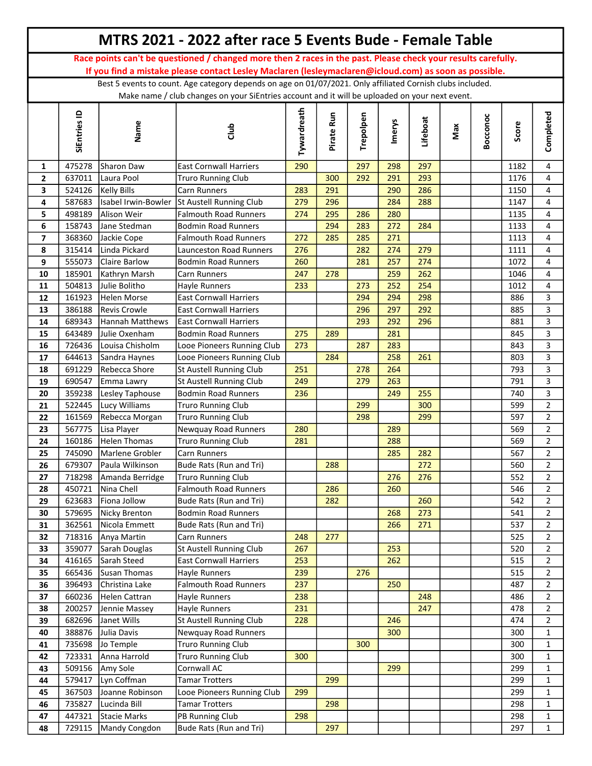# MTRS 2021 - 2022 after race 5 Events Bude - Female Table

**Race points can't be questioned / changed more then 2 races in the past. Please check your results carefully.**
**If you find a mistake please contact Lesley Maclaren (lesleymaclaren@icloud.com) as soon as possible.**

Best 5 events to count. Age category depends on age on 01/07/2021. Only affiliated Cornish clubs included.
Make name / club changes on your SiEntries account and it will be uploaded on your next event.

| | SiEntries ID | Name | Club | Tywardreath | Pirate Run | Trepolpen | Imerys | Lifeboat | Max | Bocconoc | Score | Completed |
|---|---|---|---|---|---|---|---|---|---|---|---|---|
| 1 | 475278 | Sharon Daw | East Cornwall Harriers | 290 | | 297 | 298 | 297 | | | 1182 | 4 |
| 2 | 637011 | Laura Pool | Truro Running Club | | 300 | 292 | 291 | 293 | | | 1176 | 4 |
| 3 | 524126 | Kelly Bills | Carn Runners | 283 | 291 | | 290 | 286 | | | 1150 | 4 |
| 4 | 587683 | Isabel Irwin-Bowler | St Austell Running Club | 279 | 296 | | 284 | 288 | | | 1147 | 4 |
| 5 | 498189 | Alison Weir | Falmouth Road Runners | 274 | 295 | 286 | 280 | | | | 1135 | 4 |
| 6 | 158743 | Jane Stedman | Bodmin Road Runners | | 294 | 283 | 272 | 284 | | | 1133 | 4 |
| 7 | 368360 | Jackie Cope | Falmouth Road Runners | 272 | 285 | 285 | 271 | | | | 1113 | 4 |
| 8 | 315414 | Linda Pickard | Launceston Road Runners | 276 | | 282 | 274 | 279 | | | 1111 | 4 |
| 9 | 555073 | Claire Barlow | Bodmin Road Runners | 260 | | 281 | 257 | 274 | | | 1072 | 4 |
| 10 | 185901 | Kathryn Marsh | Carn Runners | 247 | 278 | | 259 | 262 | | | 1046 | 4 |
| 11 | 504813 | Julie Bolitho | Hayle Runners | 233 | | 273 | 252 | 254 | | | 1012 | 4 |
| 12 | 161923 | Helen Morse | East Cornwall Harriers | | | 294 | 294 | 298 | | | 886 | 3 |
| 13 | 386188 | Revis Crowle | East Cornwall Harriers | | | 296 | 297 | 292 | | | 885 | 3 |
| 14 | 689343 | Hannah Matthews | East Cornwall Harriers | | | 293 | 292 | 296 | | | 881 | 3 |
| 15 | 643489 | Julie Oxenham | Bodmin Road Runners | 275 | 289 | | 281 | | | | 845 | 3 |
| 16 | 726436 | Louisa Chisholm | Looe Pioneers Running Club | 273 | | 287 | 283 | | | | 843 | 3 |
| 17 | 644613 | Sandra Haynes | Looe Pioneers Running Club | | 284 | | 258 | 261 | | | 803 | 3 |
| 18 | 691229 | Rebecca Shore | St Austell Running Club | 251 | | 278 | 264 | | | | 793 | 3 |
| 19 | 690547 | Emma Lawry | St Austell Running Club | 249 | | 279 | 263 | | | | 791 | 3 |
| 20 | 359238 | Lesley Taphouse | Bodmin Road Runners | 236 | | | 249 | 255 | | | 740 | 3 |
| 21 | 522445 | Lucy Williams | Truro Running Club | | | 299 | | 300 | | | 599 | 2 |
| 22 | 161569 | Rebecca Morgan | Truro Running Club | | | 298 | | 299 | | | 597 | 2 |
| 23 | 567775 | Lisa Player | Newquay Road Runners | 280 | | | 289 | | | | 569 | 2 |
| 24 | 160186 | Helen Thomas | Truro Running Club | 281 | | | 288 | | | | 569 | 2 |
| 25 | 745090 | Marlene Grobler | Carn Runners | | | | 285 | 282 | | | 567 | 2 |
| 26 | 679307 | Paula Wilkinson | Bude Rats (Run and Tri) | | 288 | | | 272 | | | 560 | 2 |
| 27 | 718298 | Amanda Berridge | Truro Running Club | | | | 276 | 276 | | | 552 | 2 |
| 28 | 450721 | Nina Chell | Falmouth Road Runners | | 286 | | 260 | | | | 546 | 2 |
| 29 | 623683 | Fiona Jollow | Bude Rats (Run and Tri) | | 282 | | | 260 | | | 542 | 2 |
| 30 | 579695 | Nicky Brenton | Bodmin Road Runners | | | | 268 | 273 | | | 541 | 2 |
| 31 | 362561 | Nicola Emmett | Bude Rats (Run and Tri) | | | | 266 | 271 | | | 537 | 2 |
| 32 | 718316 | Anya Martin | Carn Runners | 248 | 277 | | | | | | 525 | 2 |
| 33 | 359077 | Sarah Douglas | St Austell Running Club | 267 | | | 253 | | | | 520 | 2 |
| 34 | 416165 | Sarah Steed | East Cornwall Harriers | 253 | | | 262 | | | | 515 | 2 |
| 35 | 665436 | Susan Thomas | Hayle Runners | 239 | | 276 | | | | | 515 | 2 |
| 36 | 396493 | Christina Lake | Falmouth Road Runners | 237 | | | 250 | | | | 487 | 2 |
| 37 | 660236 | Helen Cattran | Hayle Runners | 238 | | | | 248 | | | 486 | 2 |
| 38 | 200257 | Jennie Massey | Hayle Runners | 231 | | | | 247 | | | 478 | 2 |
| 39 | 682696 | Janet Wills | St Austell Running Club | 228 | | | 246 | | | | 474 | 2 |
| 40 | 388876 | Julia Davis | Newquay Road Runners | | | | 300 | | | | 300 | 1 |
| 41 | 735698 | Jo Temple | Truro Running Club | | | 300 | | | | | 300 | 1 |
| 42 | 723331 | Anna Harrold | Truro Running Club | 300 | | | | | | | 300 | 1 |
| 43 | 509156 | Amy Sole | Cornwall AC | | | | 299 | | | | 299 | 1 |
| 44 | 579417 | Lyn Coffman | Tamar Trotters | | 299 | | | | | | 299 | 1 |
| 45 | 367503 | Joanne Robinson | Looe Pioneers Running Club | 299 | | | | | | | 299 | 1 |
| 46 | 735827 | Lucinda Bill | Tamar Trotters | | 298 | | | | | | 298 | 1 |
| 47 | 447321 | Stacie Marks | PB Running Club | 298 | | | | | | | 298 | 1 |
| 48 | 729115 | Mandy Congdon | Bude Rats (Run and Tri) | | 297 | | | | | | 297 | 1 |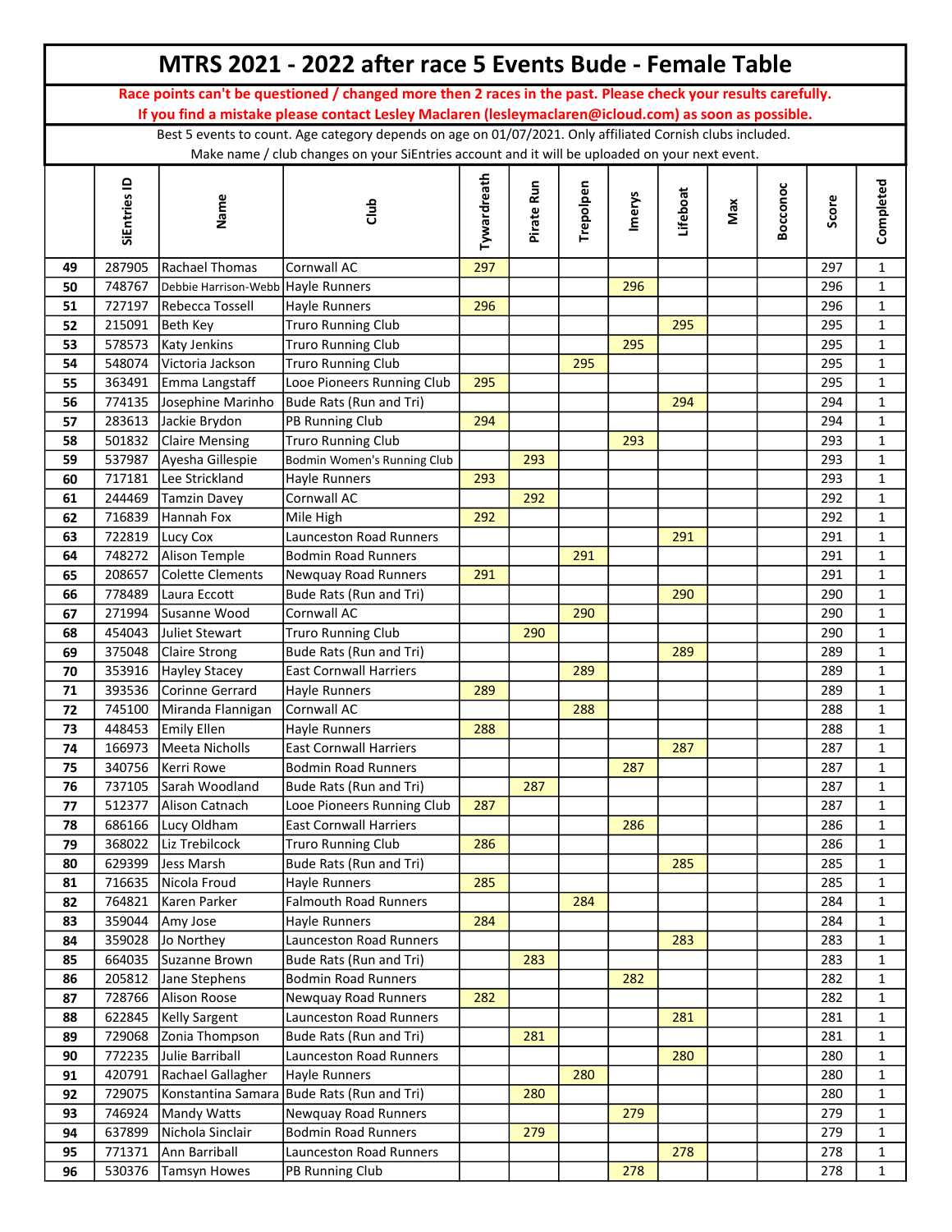# MTRS 2021 - 2022 after race 5 Events Bude - Female Table

**Race points can't be questioned / changed more then 2 races in the past. Please check your results carefully.**
**If you find a mistake please contact Lesley Maclaren (lesleymaclaren@icloud.com) as soon as possible.**

Best 5 events to count. Age category depends on age on 01/07/2021. Only affiliated Cornish clubs included.
Make name / club changes on your SiEntries account and it will be uploaded on your next event.

| | SiEntries ID | Name | Club | Tywardreath | Pirate Run | Trepolpen | Imerys | Lifeboat | Max | Bocconoc | Score | Completed |
|---|---|---|---|---|---|---|---|---|---|---|---|---|
| 49 | 287905 | Rachael Thomas | Cornwall AC | 297 | | | | | | | 297 | 1 |
| 50 | 748767 | Debbie Harrison-Webb | Hayle Runners | | | | 296 | | | | 296 | 1 |
| 51 | 727197 | Rebecca Tossell | Hayle Runners | 296 | | | | | | | 296 | 1 |
| 52 | 215091 | Beth Key | Truro Running Club | | | | | 295 | | | 295 | 1 |
| 53 | 578573 | Katy Jenkins | Truro Running Club | | | | 295 | | | | 295 | 1 |
| 54 | 548074 | Victoria Jackson | Truro Running Club | | | 295 | | | | | 295 | 1 |
| 55 | 363491 | Emma Langstaff | Looe Pioneers Running Club | 295 | | | | | | | 295 | 1 |
| 56 | 774135 | Josephine Marinho | Bude Rats (Run and Tri) | | | | | 294 | | | 294 | 1 |
| 57 | 283613 | Jackie Brydon | PB Running Club | 294 | | | | | | | 294 | 1 |
| 58 | 501832 | Claire Mensing | Truro Running Club | | | | 293 | | | | 293 | 1 |
| 59 | 537987 | Ayesha Gillespie | Bodmin Women's Running Club | | 293 | | | | | | 293 | 1 |
| 60 | 717181 | Lee Strickland | Hayle Runners | 293 | | | | | | | 293 | 1 |
| 61 | 244469 | Tamzin Davey | Cornwall AC | | 292 | | | | | | 292 | 1 |
| 62 | 716839 | Hannah Fox | Mile High | 292 | | | | | | | 292 | 1 |
| 63 | 722819 | Lucy Cox | Launceston Road Runners | | | | | 291 | | | 291 | 1 |
| 64 | 748272 | Alison Temple | Bodmin Road Runners | | | 291 | | | | | 291 | 1 |
| 65 | 208657 | Colette Clements | Newquay Road Runners | 291 | | | | | | | 291 | 1 |
| 66 | 778489 | Laura Eccott | Bude Rats (Run and Tri) | | | | | 290 | | | 290 | 1 |
| 67 | 271994 | Susanne Wood | Cornwall AC | | | 290 | | | | | 290 | 1 |
| 68 | 454043 | Juliet Stewart | Truro Running Club | | 290 | | | | | | 290 | 1 |
| 69 | 375048 | Claire Strong | Bude Rats (Run and Tri) | | | | | 289 | | | 289 | 1 |
| 70 | 353916 | Hayley Stacey | East Cornwall Harriers | | | 289 | | | | | 289 | 1 |
| 71 | 393536 | Corinne Gerrard | Hayle Runners | 289 | | | | | | | 289 | 1 |
| 72 | 745100 | Miranda Flannigan | Cornwall AC | | | 288 | | | | | 288 | 1 |
| 73 | 448453 | Emily Ellen | Hayle Runners | 288 | | | | | | | 288 | 1 |
| 74 | 166973 | Meeta Nicholls | East Cornwall Harriers | | | | | 287 | | | 287 | 1 |
| 75 | 340756 | Kerri Rowe | Bodmin Road Runners | | | | 287 | | | | 287 | 1 |
| 76 | 737105 | Sarah Woodland | Bude Rats (Run and Tri) | | 287 | | | | | | 287 | 1 |
| 77 | 512377 | Alison Catnach | Looe Pioneers Running Club | 287 | | | | | | | 287 | 1 |
| 78 | 686166 | Lucy Oldham | East Cornwall Harriers | | | | 286 | | | | 286 | 1 |
| 79 | 368022 | Liz Trebilcock | Truro Running Club | 286 | | | | | | | 286 | 1 |
| 80 | 629399 | Jess Marsh | Bude Rats (Run and Tri) | | | | | 285 | | | 285 | 1 |
| 81 | 716635 | Nicola Froud | Hayle Runners | 285 | | | | | | | 285 | 1 |
| 82 | 764821 | Karen Parker | Falmouth Road Runners | | | 284 | | | | | 284 | 1 |
| 83 | 359044 | Amy Jose | Hayle Runners | 284 | | | | | | | 284 | 1 |
| 84 | 359028 | Jo Northey | Launceston Road Runners | | | | | 283 | | | 283 | 1 |
| 85 | 664035 | Suzanne Brown | Bude Rats (Run and Tri) | | 283 | | | | | | 283 | 1 |
| 86 | 205812 | Jane Stephens | Bodmin Road Runners | | | | 282 | | | | 282 | 1 |
| 87 | 728766 | Alison Roose | Newquay Road Runners | 282 | | | | | | | 282 | 1 |
| 88 | 622845 | Kelly Sargent | Launceston Road Runners | | | | | 281 | | | 281 | 1 |
| 89 | 729068 | Zonia Thompson | Bude Rats (Run and Tri) | | 281 | | | | | | 281 | 1 |
| 90 | 772235 | Julie Barriball | Launceston Road Runners | | | | | 280 | | | 280 | 1 |
| 91 | 420791 | Rachael Gallagher | Hayle Runners | | | 280 | | | | | 280 | 1 |
| 92 | 729075 | Konstantina Samara | Bude Rats (Run and Tri) | | 280 | | | | | | 280 | 1 |
| 93 | 746924 | Mandy Watts | Newquay Road Runners | | | | 279 | | | | 279 | 1 |
| 94 | 637899 | Nichola Sinclair | Bodmin Road Runners | | 279 | | | | | | 279 | 1 |
| 95 | 771371 | Ann Barriball | Launceston Road Runners | | | | | 278 | | | 278 | 1 |
| 96 | 530376 | Tamsyn Howes | PB Running Club | | | | 278 | | | | 278 | 1 |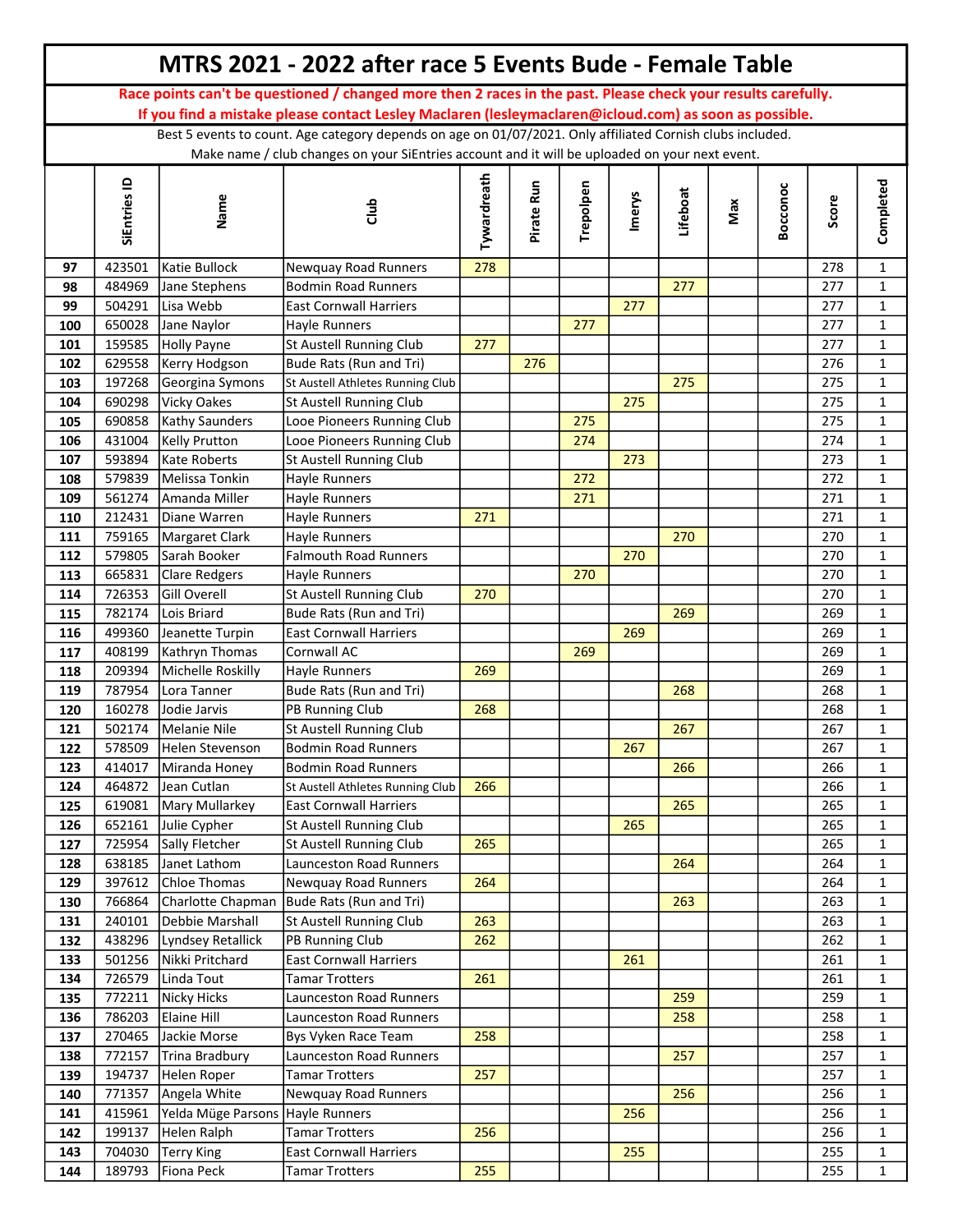# MTRS 2021 - 2022 after race 5 Events Bude - Female Table

**Race points can't be questioned / changed more then 2 races in the past. Please check your results carefully.**
**If you find a mistake please contact Lesley Maclaren (lesleymaclaren@icloud.com) as soon as possible.**

Best 5 events to count. Age category depends on age on 01/07/2021. Only affiliated Cornish clubs included.
Make name / club changes on your SiEntries account and it will be uploaded on your next event.

| | SiEntries ID | Name | Club | Tywardreath | Pirate Run | Trepolpen | Imerys | Lifeboat | Max | Bocconoc | Score | Completed |
|---|---|---|---|---|---|---|---|---|---|---|---|---|
| 97 | 423501 | Katie Bullock | Newquay Road Runners | 278 | | | | | | | 278 | 1 |
| 98 | 484969 | Jane Stephens | Bodmin Road Runners | | | | | 277 | | | 277 | 1 |
| 99 | 504291 | Lisa Webb | East Cornwall Harriers | | | | 277 | | | | 277 | 1 |
| 100 | 650028 | Jane Naylor | Hayle Runners | | | 277 | | | | | 277 | 1 |
| 101 | 159585 | Holly Payne | St Austell Running Club | 277 | | | | | | | 277 | 1 |
| 102 | 629558 | Kerry Hodgson | Bude Rats (Run and Tri) | | 276 | | | | | | 276 | 1 |
| 103 | 197268 | Georgina Symons | St Austell Athletes Running Club | | | | | 275 | | | 275 | 1 |
| 104 | 690298 | Vicky Oakes | St Austell Running Club | | | | 275 | | | | 275 | 1 |
| 105 | 690858 | Kathy Saunders | Looe Pioneers Running Club | | | 275 | | | | | 275 | 1 |
| 106 | 431004 | Kelly Prutton | Looe Pioneers Running Club | | | 274 | | | | | 274 | 1 |
| 107 | 593894 | Kate Roberts | St Austell Running Club | | | | 273 | | | | 273 | 1 |
| 108 | 579839 | Melissa Tonkin | Hayle Runners | | | 272 | | | | | 272 | 1 |
| 109 | 561274 | Amanda Miller | Hayle Runners | | | 271 | | | | | 271 | 1 |
| 110 | 212431 | Diane Warren | Hayle Runners | 271 | | | | | | | 271 | 1 |
| 111 | 759165 | Margaret Clark | Hayle Runners | | | | | 270 | | | 270 | 1 |
| 112 | 579805 | Sarah Booker | Falmouth Road Runners | | | | 270 | | | | 270 | 1 |
| 113 | 665831 | Clare Redgers | Hayle Runners | | | 270 | | | | | 270 | 1 |
| 114 | 726353 | Gill Overell | St Austell Running Club | 270 | | | | | | | 270 | 1 |
| 115 | 782174 | Lois Briard | Bude Rats (Run and Tri) | | | | | 269 | | | 269 | 1 |
| 116 | 499360 | Jeanette Turpin | East Cornwall Harriers | | | | 269 | | | | 269 | 1 |
| 117 | 408199 | Kathryn Thomas | Cornwall AC | | | 269 | | | | | 269 | 1 |
| 118 | 209394 | Michelle Roskilly | Hayle Runners | 269 | | | | | | | 269 | 1 |
| 119 | 787954 | Lora Tanner | Bude Rats (Run and Tri) | | | | | 268 | | | 268 | 1 |
| 120 | 160278 | Jodie Jarvis | PB Running Club | 268 | | | | | | | 268 | 1 |
| 121 | 502174 | Melanie Nile | St Austell Running Club | | | | | 267 | | | 267 | 1 |
| 122 | 578509 | Helen Stevenson | Bodmin Road Runners | | | | 267 | | | | 267 | 1 |
| 123 | 414017 | Miranda Honey | Bodmin Road Runners | | | | | 266 | | | 266 | 1 |
| 124 | 464872 | Jean Cutlan | St Austell Athletes Running Club | 266 | | | | | | | 266 | 1 |
| 125 | 619081 | Mary Mullarkey | East Cornwall Harriers | | | | | 265 | | | 265 | 1 |
| 126 | 652161 | Julie Cypher | St Austell Running Club | | | | 265 | | | | 265 | 1 |
| 127 | 725954 | Sally Fletcher | St Austell Running Club | 265 | | | | | | | 265 | 1 |
| 128 | 638185 | Janet Lathom | Launceston Road Runners | | | | | 264 | | | 264 | 1 |
| 129 | 397612 | Chloe Thomas | Newquay Road Runners | 264 | | | | | | | 264 | 1 |
| 130 | 766864 | Charlotte Chapman | Bude Rats (Run and Tri) | | | | | 263 | | | 263 | 1 |
| 131 | 240101 | Debbie Marshall | St Austell Running Club | 263 | | | | | | | 263 | 1 |
| 132 | 438296 | Lyndsey Retallick | PB Running Club | 262 | | | | | | | 262 | 1 |
| 133 | 501256 | Nikki Pritchard | East Cornwall Harriers | | | | 261 | | | | 261 | 1 |
| 134 | 726579 | Linda Tout | Tamar Trotters | 261 | | | | | | | 261 | 1 |
| 135 | 772211 | Nicky Hicks | Launceston Road Runners | | | | | 259 | | | 259 | 1 |
| 136 | 786203 | Elaine Hill | Launceston Road Runners | | | | | 258 | | | 258 | 1 |
| 137 | 270465 | Jackie Morse | Bys Vyken Race Team | 258 | | | | | | | 258 | 1 |
| 138 | 772157 | Trina Bradbury | Launceston Road Runners | | | | | 257 | | | 257 | 1 |
| 139 | 194737 | Helen Roper | Tamar Trotters | 257 | | | | | | | 257 | 1 |
| 140 | 771357 | Angela White | Newquay Road Runners | | | | | 256 | | | 256 | 1 |
| 141 | 415961 | Yelda Müge Parsons | Hayle Runners | | | | 256 | | | | 256 | 1 |
| 142 | 199137 | Helen Ralph | Tamar Trotters | 256 | | | | | | | 256 | 1 |
| 143 | 704030 | Terry King | East Cornwall Harriers | | | | 255 | | | | 255 | 1 |
| 144 | 189793 | Fiona Peck | Tamar Trotters | 255 | | | | | | | 255 | 1 |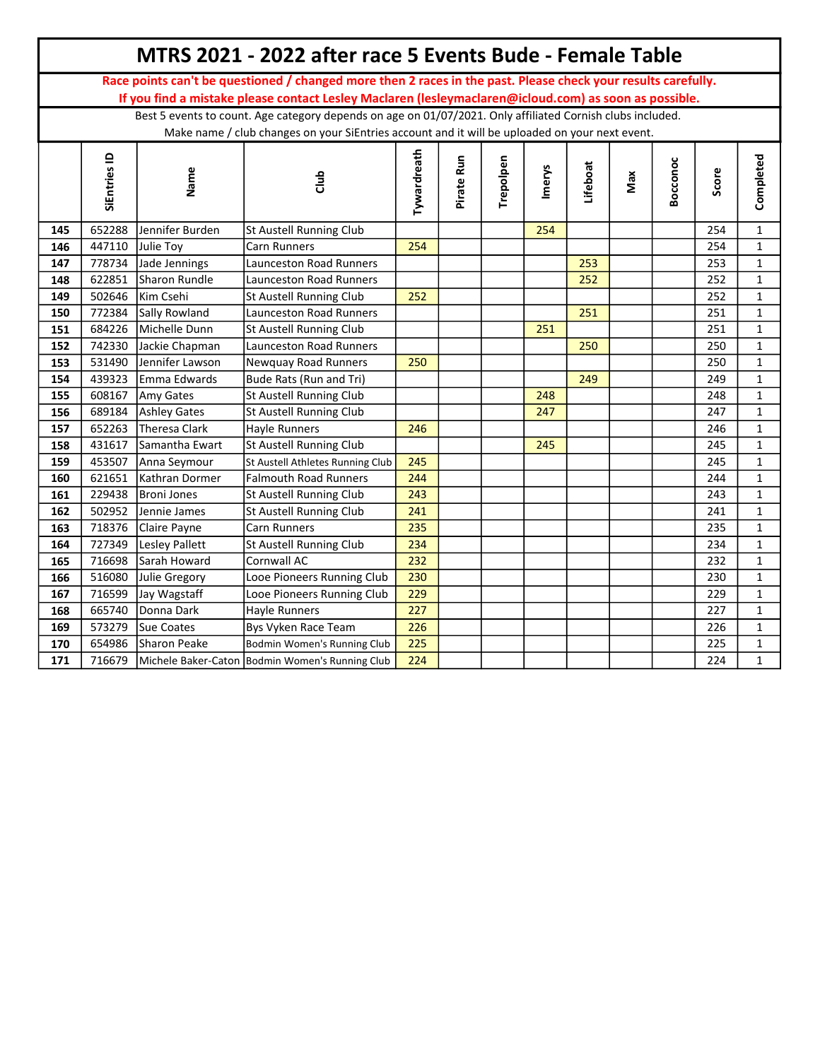# MTRS 2021 - 2022 after race 5 Events Bude - Female Table

**Race points can't be questioned / changed more then 2 races in the past. Please check your results carefully.**
**If you find a mistake please contact Lesley Maclaren (lesleymaclaren@icloud.com) as soon as possible.**

Best 5 events to count. Age category depends on age on 01/07/2021. Only affiliated Cornish clubs included.
Make name / club changes on your SiEntries account and it will be uploaded on your next event.

| | SiEntries ID | Name | Club | Tywardreath | Pirate Run | Trepolpen | Imerys | Lifeboat | Max | Bocconoc | Score | Completed |
|---|---|---|---|---|---|---|---|---|---|---|---|---|
| 145 | 652288 | Jennifer Burden | St Austell Running Club | | | | 254 | | | | 254 | 1 |
| 146 | 447110 | Julie Toy | Carn Runners | 254 | | | | | | | 254 | 1 |
| 147 | 778734 | Jade Jennings | Launceston Road Runners | | | | | 253 | | | 253 | 1 |
| 148 | 622851 | Sharon Rundle | Launceston Road Runners | | | | | 252 | | | 252 | 1 |
| 149 | 502646 | Kim Csehi | St Austell Running Club | 252 | | | | | | | 252 | 1 |
| 150 | 772384 | Sally Rowland | Launceston Road Runners | | | | | 251 | | | 251 | 1 |
| 151 | 684226 | Michelle Dunn | St Austell Running Club | | | | 251 | | | | 251 | 1 |
| 152 | 742330 | Jackie Chapman | Launceston Road Runners | | | | | 250 | | | 250 | 1 |
| 153 | 531490 | Jennifer Lawson | Newquay Road Runners | 250 | | | | | | | 250 | 1 |
| 154 | 439323 | Emma Edwards | Bude Rats (Run and Tri) | | | | | 249 | | | 249 | 1 |
| 155 | 608167 | Amy Gates | St Austell Running Club | | | | 248 | | | | 248 | 1 |
| 156 | 689184 | Ashley Gates | St Austell Running Club | | | | 247 | | | | 247 | 1 |
| 157 | 652263 | Theresa Clark | Hayle Runners | 246 | | | | | | | 246 | 1 |
| 158 | 431617 | Samantha Ewart | St Austell Running Club | | | | 245 | | | | 245 | 1 |
| 159 | 453507 | Anna Seymour | St Austell Athletes Running Club | 245 | | | | | | | 245 | 1 |
| 160 | 621651 | Kathran Dormer | Falmouth Road Runners | 244 | | | | | | | 244 | 1 |
| 161 | 229438 | Broni Jones | St Austell Running Club | 243 | | | | | | | 243 | 1 |
| 162 | 502952 | Jennie James | St Austell Running Club | 241 | | | | | | | 241 | 1 |
| 163 | 718376 | Claire Payne | Carn Runners | 235 | | | | | | | 235 | 1 |
| 164 | 727349 | Lesley Pallett | St Austell Running Club | 234 | | | | | | | 234 | 1 |
| 165 | 716698 | Sarah Howard | Cornwall AC | 232 | | | | | | | 232 | 1 |
| 166 | 516080 | Julie Gregory | Looe Pioneers Running Club | 230 | | | | | | | 230 | 1 |
| 167 | 716599 | Jay Wagstaff | Looe Pioneers Running Club | 229 | | | | | | | 229 | 1 |
| 168 | 665740 | Donna Dark | Hayle Runners | 227 | | | | | | | 227 | 1 |
| 169 | 573279 | Sue Coates | Bys Vyken Race Team | 226 | | | | | | | 226 | 1 |
| 170 | 654986 | Sharon Peake | Bodmin Women's Running Club | 225 | | | | | | | 225 | 1 |
| 171 | 716679 | Michele Baker-Caton | Bodmin Women's Running Club | 224 | | | | | | | 224 | 1 |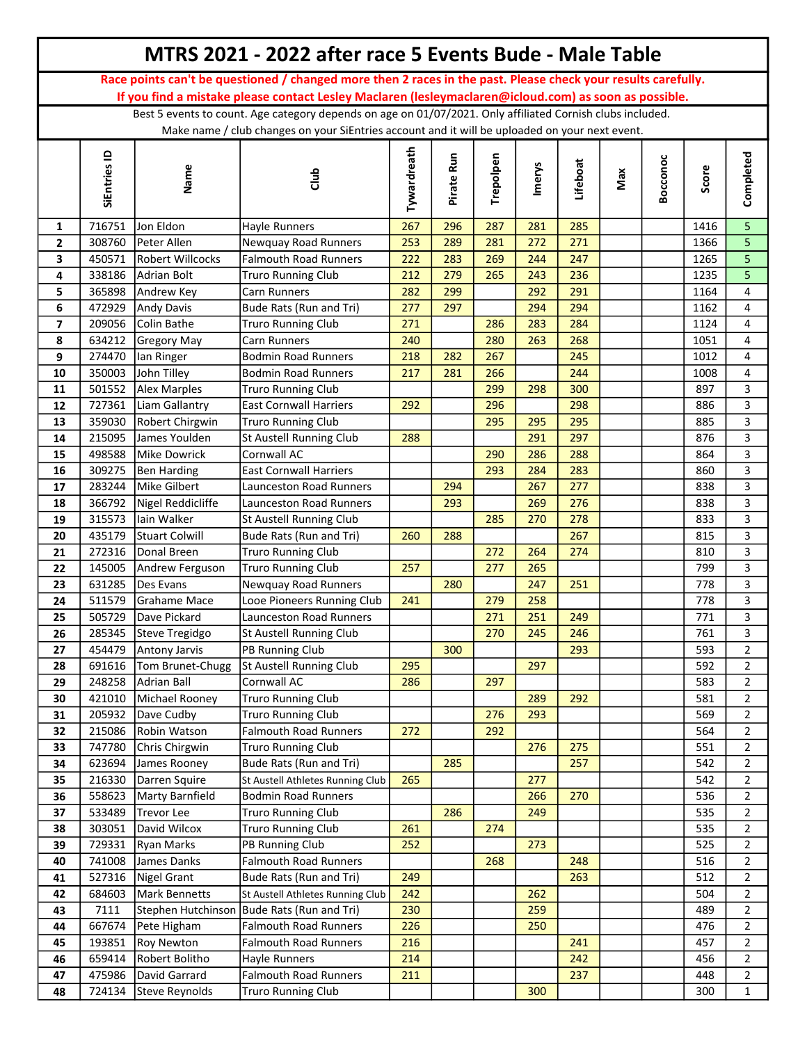# MTRS 2021 - 2022 after race 5 Events Bude - Male Table

**Race points can't be questioned / changed more then 2 races in the past. Please check your results carefully.**
**If you find a mistake please contact Lesley Maclaren (lesleymaclaren@icloud.com) as soon as possible.**

Best 5 events to count. Age category depends on age on 01/07/2021. Only affiliated Cornish clubs included.
Make name / club changes on your SiEntries account and it will be uploaded on your next event.

| | SiEntries ID | Name | Club | Tywardreath | Pirate Run | Trepolpen | Imerys | Lifeboat | Max | Bocconoc | Score | Completed |
|---|---|---|---|---|---|---|---|---|---|---|---|---|
| 1 | 716751 | Jon Eldon | Hayle Runners | 267 | 296 | 287 | 281 | 285 | | | 1416 | 5 |
| 2 | 308760 | Peter Allen | Newquay Road Runners | 253 | 289 | 281 | 272 | 271 | | | 1366 | 5 |
| 3 | 450571 | Robert Willcocks | Falmouth Road Runners | 222 | 283 | 269 | 244 | 247 | | | 1265 | 5 |
| 4 | 338186 | Adrian Bolt | Truro Running Club | 212 | 279 | 265 | 243 | 236 | | | 1235 | 5 |
| 5 | 365898 | Andrew Key | Carn Runners | 282 | 299 | | 292 | 291 | | | 1164 | 4 |
| 6 | 472929 | Andy Davis | Bude Rats (Run and Tri) | 277 | 297 | | 294 | 294 | | | 1162 | 4 |
| 7 | 209056 | Colin Bathe | Truro Running Club | 271 | | 286 | 283 | 284 | | | 1124 | 4 |
| 8 | 634212 | Gregory May | Carn Runners | 240 | | 280 | 263 | 268 | | | 1051 | 4 |
| 9 | 274470 | Ian Ringer | Bodmin Road Runners | 218 | 282 | 267 | | 245 | | | 1012 | 4 |
| 10 | 350003 | John Tilley | Bodmin Road Runners | 217 | 281 | 266 | | 244 | | | 1008 | 4 |
| 11 | 501552 | Alex Marples | Truro Running Club | | | 299 | 298 | 300 | | | 897 | 3 |
| 12 | 727361 | Liam Gallantry | East Cornwall Harriers | 292 | | 296 | | 298 | | | 886 | 3 |
| 13 | 359030 | Robert Chirgwin | Truro Running Club | | | 295 | 295 | 295 | | | 885 | 3 |
| 14 | 215095 | James Youlden | St Austell Running Club | 288 | | | 291 | 297 | | | 876 | 3 |
| 15 | 498588 | Mike Dowrick | Cornwall AC | | | 290 | 286 | 288 | | | 864 | 3 |
| 16 | 309275 | Ben Harding | East Cornwall Harriers | | | 293 | 284 | 283 | | | 860 | 3 |
| 17 | 283244 | Mike Gilbert | Launceston Road Runners | | 294 | | 267 | 277 | | | 838 | 3 |
| 18 | 366792 | Nigel Reddicliffe | Launceston Road Runners | | 293 | | 269 | 276 | | | 838 | 3 |
| 19 | 315573 | Iain Walker | St Austell Running Club | | | 285 | 270 | 278 | | | 833 | 3 |
| 20 | 435179 | Stuart Colwill | Bude Rats (Run and Tri) | 260 | 288 | | | 267 | | | 815 | 3 |
| 21 | 272316 | Donal Breen | Truro Running Club | | | 272 | 264 | 274 | | | 810 | 3 |
| 22 | 145005 | Andrew Ferguson | Truro Running Club | 257 | | 277 | 265 | | | | 799 | 3 |
| 23 | 631285 | Des Evans | Newquay Road Runners | | 280 | | 247 | 251 | | | 778 | 3 |
| 24 | 511579 | Grahame Mace | Looe Pioneers Running Club | 241 | | 279 | 258 | | | | 778 | 3 |
| 25 | 505729 | Dave Pickard | Launceston Road Runners | | | 271 | 251 | 249 | | | 771 | 3 |
| 26 | 285345 | Steve Tregidgo | St Austell Running Club | | | 270 | 245 | 246 | | | 761 | 3 |
| 27 | 454479 | Antony Jarvis | PB Running Club | | 300 | | | 293 | | | 593 | 2 |
| 28 | 691616 | Tom Brunet-Chugg | St Austell Running Club | 295 | | | 297 | | | | 592 | 2 |
| 29 | 248258 | Adrian Ball | Cornwall AC | 286 | | 297 | | | | | 583 | 2 |
| 30 | 421010 | Michael Rooney | Truro Running Club | | | | 289 | 292 | | | 581 | 2 |
| 31 | 205932 | Dave Cudby | Truro Running Club | | | 276 | 293 | | | | 569 | 2 |
| 32 | 215086 | Robin Watson | Falmouth Road Runners | 272 | | 292 | | | | | 564 | 2 |
| 33 | 747780 | Chris Chirgwin | Truro Running Club | | | | 276 | 275 | | | 551 | 2 |
| 34 | 623694 | James Rooney | Bude Rats (Run and Tri) | | 285 | | | 257 | | | 542 | 2 |
| 35 | 216330 | Darren Squire | St Austell Athletes Running Club | 265 | | | 277 | | | | 542 | 2 |
| 36 | 558623 | Marty Barnfield | Bodmin Road Runners | | | | 266 | 270 | | | 536 | 2 |
| 37 | 533489 | Trevor Lee | Truro Running Club | | 286 | | 249 | | | | 535 | 2 |
| 38 | 303051 | David Wilcox | Truro Running Club | 261 | | 274 | | | | | 535 | 2 |
| 39 | 729331 | Ryan Marks | PB Running Club | 252 | | | 273 | | | | 525 | 2 |
| 40 | 741008 | James Danks | Falmouth Road Runners | | | 268 | | 248 | | | 516 | 2 |
| 41 | 527316 | Nigel Grant | Bude Rats (Run and Tri) | 249 | | | | 263 | | | 512 | 2 |
| 42 | 684603 | Mark Bennetts | St Austell Athletes Running Club | 242 | | | 262 | | | | 504 | 2 |
| 43 | 7111 | Stephen Hutchinson | Bude Rats (Run and Tri) | 230 | | | 259 | | | | 489 | 2 |
| 44 | 667674 | Pete Higham | Falmouth Road Runners | 226 | | | 250 | | | | 476 | 2 |
| 45 | 193851 | Roy Newton | Falmouth Road Runners | 216 | | | | 241 | | | 457 | 2 |
| 46 | 659414 | Robert Bolitho | Hayle Runners | 214 | | | | 242 | | | 456 | 2 |
| 47 | 475986 | David Garrard | Falmouth Road Runners | 211 | | | | 237 | | | 448 | 2 |
| 48 | 724134 | Steve Reynolds | Truro Running Club | | | | 300 | | | | 300 | 1 |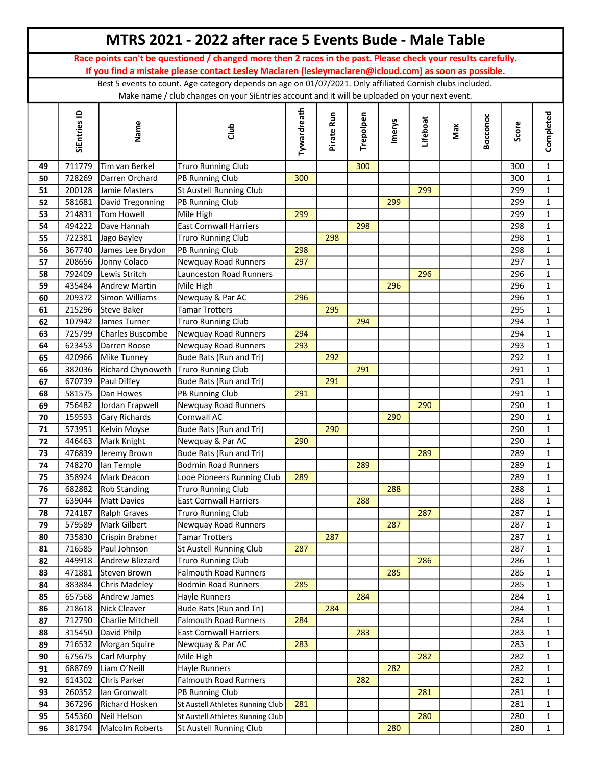# MTRS 2021 - 2022 after race 5 Events Bude - Male Table

**Race points can't be questioned / changed more then 2 races in the past. Please check your results carefully.**
**If you find a mistake please contact Lesley Maclaren (lesleymaclaren@icloud.com) as soon as possible.**

Best 5 events to count. Age category depends on age on 01/07/2021. Only affiliated Cornish clubs included.
Make name / club changes on your SiEntries account and it will be uploaded on your next event.

| | SiEntries ID | Name | Club | Tywardreath | Pirate Run | Trepolpen | Imerys | Lifeboat | Max | Bocconoc | Score | Completed |
|---|---|---|---|---|---|---|---|---|---|---|---|---|
| 49 | 711779 | Tim van Berkel | Truro Running Club | | | 300 | | | | | 300 | 1 |
| 50 | 728269 | Darren Orchard | PB Running Club | 300 | | | | | | | 300 | 1 |
| 51 | 200128 | Jamie Masters | St Austell Running Club | | | | | 299 | | | 299 | 1 |
| 52 | 581681 | David Tregonning | PB Running Club | | | | 299 | | | | 299 | 1 |
| 53 | 214831 | Tom Howell | Mile High | 299 | | | | | | | 299 | 1 |
| 54 | 494222 | Dave Hannah | East Cornwall Harriers | | | 298 | | | | | 298 | 1 |
| 55 | 722381 | Jago Bayley | Truro Running Club | | 298 | | | | | | 298 | 1 |
| 56 | 367740 | James Lee Brydon | PB Running Club | 298 | | | | | | | 298 | 1 |
| 57 | 208656 | Jonny Colaco | Newquay Road Runners | 297 | | | | | | | 297 | 1 |
| 58 | 792409 | Lewis Stritch | Launceston Road Runners | | | | | 296 | | | 296 | 1 |
| 59 | 435484 | Andrew Martin | Mile High | | | | 296 | | | | 296 | 1 |
| 60 | 209372 | Simon Williams | Newquay & Par AC | 296 | | | | | | | 296 | 1 |
| 61 | 215296 | Steve Baker | Tamar Trotters | | 295 | | | | | | 295 | 1 |
| 62 | 107942 | James Turner | Truro Running Club | | | 294 | | | | | 294 | 1 |
| 63 | 725799 | Charles Buscombe | Newquay Road Runners | 294 | | | | | | | 294 | 1 |
| 64 | 623453 | Darren Roose | Newquay Road Runners | 293 | | | | | | | 293 | 1 |
| 65 | 420966 | Mike Tunney | Bude Rats (Run and Tri) | | 292 | | | | | | 292 | 1 |
| 66 | 382036 | Richard Chynoweth | Truro Running Club | | | 291 | | | | | 291 | 1 |
| 67 | 670739 | Paul Diffey | Bude Rats (Run and Tri) | | 291 | | | | | | 291 | 1 |
| 68 | 581575 | Dan Howes | PB Running Club | 291 | | | | | | | 291 | 1 |
| 69 | 756482 | Jordan Frapwell | Newquay Road Runners | | | | | 290 | | | 290 | 1 |
| 70 | 159593 | Gary Richards | Cornwall AC | | | | 290 | | | | 290 | 1 |
| 71 | 573951 | Kelvin Moyse | Bude Rats (Run and Tri) | | 290 | | | | | | 290 | 1 |
| 72 | 446463 | Mark Knight | Newquay & Par AC | 290 | | | | | | | 290 | 1 |
| 73 | 476839 | Jeremy Brown | Bude Rats (Run and Tri) | | | | | 289 | | | 289 | 1 |
| 74 | 748270 | Ian Temple | Bodmin Road Runners | | | 289 | | | | | 289 | 1 |
| 75 | 358924 | Mark Deacon | Looe Pioneers Running Club | 289 | | | | | | | 289 | 1 |
| 76 | 682882 | Rob Standing | Truro Running Club | | | | 288 | | | | 288 | 1 |
| 77 | 639044 | Matt Davies | East Cornwall Harriers | | | 288 | | | | | 288 | 1 |
| 78 | 724187 | Ralph Graves | Truro Running Club | | | | | 287 | | | 287 | 1 |
| 79 | 579589 | Mark Gilbert | Newquay Road Runners | | | | 287 | | | | 287 | 1 |
| 80 | 735830 | Crispin Brabner | Tamar Trotters | | 287 | | | | | | 287 | 1 |
| 81 | 716585 | Paul Johnson | St Austell Running Club | 287 | | | | | | | 287 | 1 |
| 82 | 449918 | Andrew Blizzard | Truro Running Club | | | | | 286 | | | 286 | 1 |
| 83 | 471881 | Steven Brown | Falmouth Road Runners | | | | 285 | | | | 285 | 1 |
| 84 | 383884 | Chris Madeley | Bodmin Road Runners | 285 | | | | | | | 285 | 1 |
| 85 | 657568 | Andrew James | Hayle Runners | | | 284 | | | | | 284 | 1 |
| 86 | 218618 | Nick Cleaver | Bude Rats (Run and Tri) | | 284 | | | | | | 284 | 1 |
| 87 | 712790 | Charlie Mitchell | Falmouth Road Runners | 284 | | | | | | | 284 | 1 |
| 88 | 315450 | David Philp | East Cornwall Harriers | | | 283 | | | | | 283 | 1 |
| 89 | 716532 | Morgan Squire | Newquay & Par AC | 283 | | | | | | | 283 | 1 |
| 90 | 675675 | Carl Murphy | Mile High | | | | | 282 | | | 282 | 1 |
| 91 | 688769 | Liam O'Neill | Hayle Runners | | | | 282 | | | | 282 | 1 |
| 92 | 614302 | Chris Parker | Falmouth Road Runners | | | 282 | | | | | 282 | 1 |
| 93 | 260352 | Ian Gronwalt | PB Running Club | | | | | 281 | | | 281 | 1 |
| 94 | 367296 | Richard Hosken | St Austell Athletes Running Club | 281 | | | | | | | 281 | 1 |
| 95 | 545360 | Neil Helson | St Austell Athletes Running Club | | | | | 280 | | | 280 | 1 |
| 96 | 381794 | Malcolm Roberts | St Austell Running Club | | | | 280 | | | | 280 | 1 |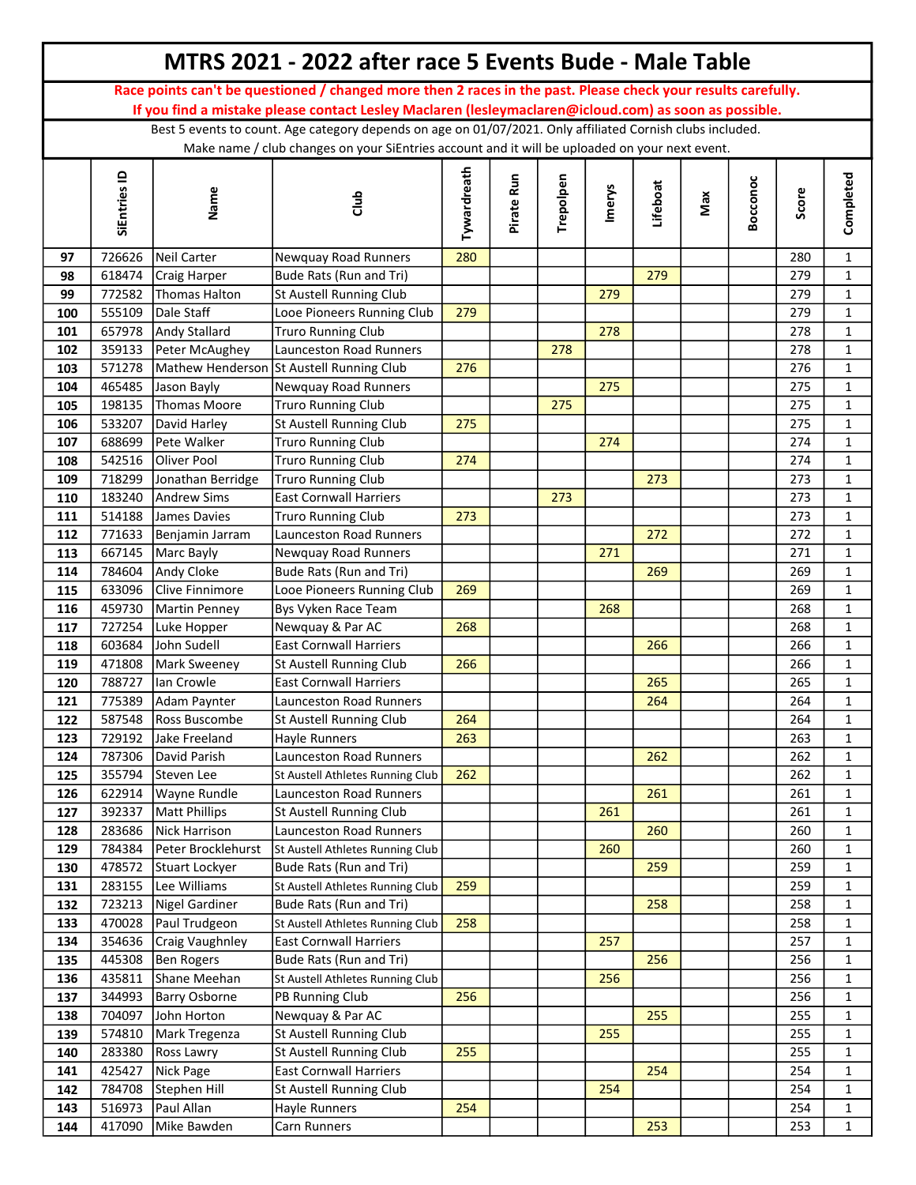# MTRS 2021 - 2022 after race 5 Events Bude - Male Table

**Race points can't be questioned / changed more then 2 races in the past. Please check your results carefully.**
**If you find a mistake please contact Lesley Maclaren (lesleymaclaren@icloud.com) as soon as possible.**

Best 5 events to count. Age category depends on age on 01/07/2021. Only affiliated Cornish clubs included.
Make name / club changes on your SiEntries account and it will be uploaded on your next event.

| | SiEntries ID | Name | Club | Tywardreath | Pirate Run | Trepolpen | Imerys | Lifeboat | Max | Bocconoc | Score | Completed |
|---|---|---|---|---|---|---|---|---|---|---|---|---|
| 97 | 726626 | Neil Carter | Newquay Road Runners | 280 | | | | | | | 280 | 1 |
| 98 | 618474 | Craig Harper | Bude Rats (Run and Tri) | | | | | 279 | | | 279 | 1 |
| 99 | 772582 | Thomas Halton | St Austell Running Club | | | | 279 | | | | 279 | 1 |
| 100 | 555109 | Dale Staff | Looe Pioneers Running Club | 279 | | | | | | | 279 | 1 |
| 101 | 657978 | Andy Stallard | Truro Running Club | | | | 278 | | | | 278 | 1 |
| 102 | 359133 | Peter McAughey | Launceston Road Runners | | | 278 | | | | | 278 | 1 |
| 103 | 571278 | Mathew Henderson | St Austell Running Club | 276 | | | | | | | 276 | 1 |
| 104 | 465485 | Jason Bayly | Newquay Road Runners | | | | 275 | | | | 275 | 1 |
| 105 | 198135 | Thomas Moore | Truro Running Club | | | 275 | | | | | 275 | 1 |
| 106 | 533207 | David Harley | St Austell Running Club | 275 | | | | | | | 275 | 1 |
| 107 | 688699 | Pete Walker | Truro Running Club | | | | 274 | | | | 274 | 1 |
| 108 | 542516 | Oliver Pool | Truro Running Club | 274 | | | | | | | 274 | 1 |
| 109 | 718299 | Jonathan Berridge | Truro Running Club | | | | | 273 | | | 273 | 1 |
| 110 | 183240 | Andrew Sims | East Cornwall Harriers | | | 273 | | | | | 273 | 1 |
| 111 | 514188 | James Davies | Truro Running Club | 273 | | | | | | | 273 | 1 |
| 112 | 771633 | Benjamin Jarram | Launceston Road Runners | | | | | 272 | | | 272 | 1 |
| 113 | 667145 | Marc Bayly | Newquay Road Runners | | | | 271 | | | | 271 | 1 |
| 114 | 784604 | Andy Cloke | Bude Rats (Run and Tri) | | | | | 269 | | | 269 | 1 |
| 115 | 633096 | Clive Finnimore | Looe Pioneers Running Club | 269 | | | | | | | 269 | 1 |
| 116 | 459730 | Martin Penney | Bys Vyken Race Team | | | | 268 | | | | 268 | 1 |
| 117 | 727254 | Luke Hopper | Newquay & Par AC | 268 | | | | | | | 268 | 1 |
| 118 | 603684 | John Sudell | East Cornwall Harriers | | | | | 266 | | | 266 | 1 |
| 119 | 471808 | Mark Sweeney | St Austell Running Club | 266 | | | | | | | 266 | 1 |
| 120 | 788727 | Ian Crowle | East Cornwall Harriers | | | | | 265 | | | 265 | 1 |
| 121 | 775389 | Adam Paynter | Launceston Road Runners | | | | | 264 | | | 264 | 1 |
| 122 | 587548 | Ross Buscombe | St Austell Running Club | 264 | | | | | | | 264 | 1 |
| 123 | 729192 | Jake Freeland | Hayle Runners | 263 | | | | | | | 263 | 1 |
| 124 | 787306 | David Parish | Launceston Road Runners | | | | | 262 | | | 262 | 1 |
| 125 | 355794 | Steven Lee | St Austell Athletes Running Club | 262 | | | | | | | 262 | 1 |
| 126 | 622914 | Wayne Rundle | Launceston Road Runners | | | | | 261 | | | 261 | 1 |
| 127 | 392337 | Matt Phillips | St Austell Running Club | | | | 261 | | | | 261 | 1 |
| 128 | 283686 | Nick Harrison | Launceston Road Runners | | | | | 260 | | | 260 | 1 |
| 129 | 784384 | Peter Brocklehurst | St Austell Athletes Running Club | | | | 260 | | | | 260 | 1 |
| 130 | 478572 | Stuart Lockyer | Bude Rats (Run and Tri) | | | | | 259 | | | 259 | 1 |
| 131 | 283155 | Lee Williams | St Austell Athletes Running Club | 259 | | | | | | | 259 | 1 |
| 132 | 723213 | Nigel Gardiner | Bude Rats (Run and Tri) | | | | | 258 | | | 258 | 1 |
| 133 | 470028 | Paul Trudgeon | St Austell Athletes Running Club | 258 | | | | | | | 258 | 1 |
| 134 | 354636 | Craig Vaughnley | East Cornwall Harriers | | | | 257 | | | | 257 | 1 |
| 135 | 445308 | Ben Rogers | Bude Rats (Run and Tri) | | | | | 256 | | | 256 | 1 |
| 136 | 435811 | Shane Meehan | St Austell Athletes Running Club | | | | 256 | | | | 256 | 1 |
| 137 | 344993 | Barry Osborne | PB Running Club | 256 | | | | | | | 256 | 1 |
| 138 | 704097 | John Horton | Newquay & Par AC | | | | | 255 | | | 255 | 1 |
| 139 | 574810 | Mark Tregenza | St Austell Running Club | | | | 255 | | | | 255 | 1 |
| 140 | 283380 | Ross Lawry | St Austell Running Club | 255 | | | | | | | 255 | 1 |
| 141 | 425427 | Nick Page | East Cornwall Harriers | | | | | 254 | | | 254 | 1 |
| 142 | 784708 | Stephen Hill | St Austell Running Club | | | | 254 | | | | 254 | 1 |
| 143 | 516973 | Paul Allan | Hayle Runners | 254 | | | | | | | 254 | 1 |
| 144 | 417090 | Mike Bawden | Carn Runners | | | | | 253 | | | 253 | 1 |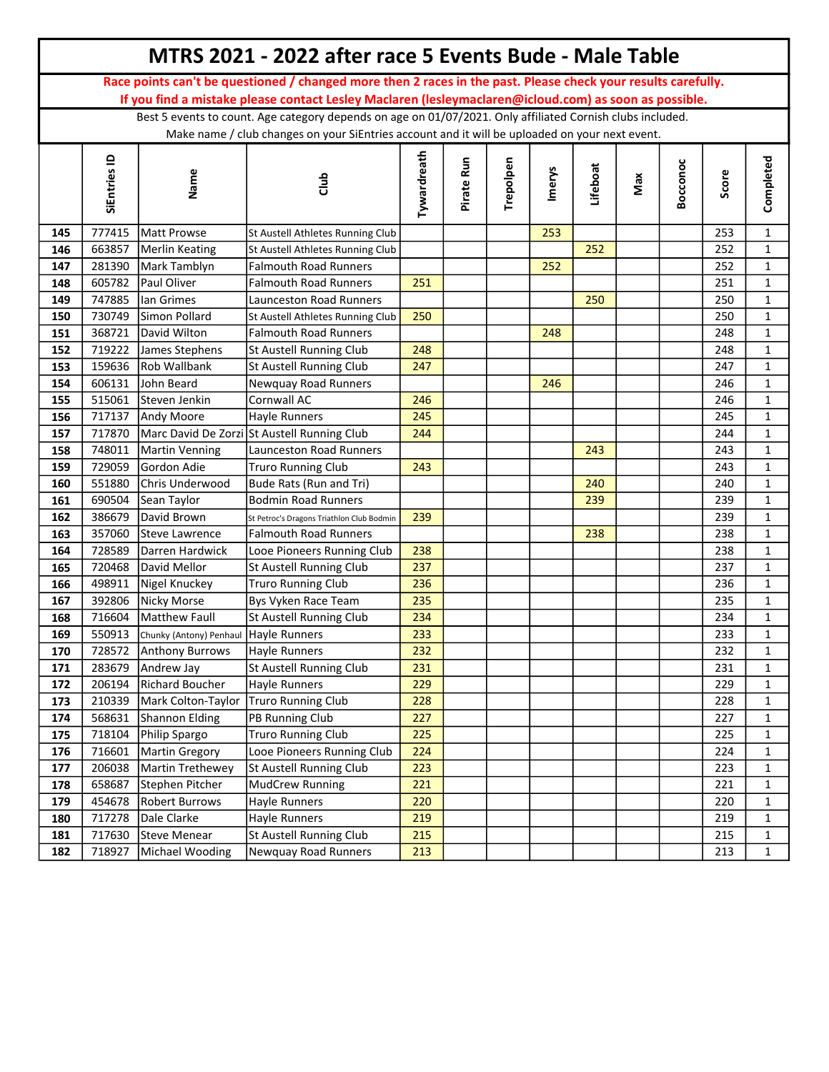# MTRS 2021 - 2022 after race 5 Events Bude - Male Table

**Race points can't be questioned / changed more then 2 races in the past. Please check your results carefully.**
**If you find a mistake please contact Lesley Maclaren (lesleymaclaren@icloud.com) as soon as possible.**

Best 5 events to count. Age category depends on age on 01/07/2021. Only affiliated Cornish clubs included.
Make name / club changes on your SiEntries account and it will be uploaded on your next event.

| | SiEntries ID | Name | Club | Tywardreath | Pirate Run | Trepolpen | Imerys | Lifeboat | Max | Bocconoc | Score | Completed |
|---|---|---|---|---|---|---|---|---|---|---|---|---|
| 145 | 777415 | Matt Prowse | St Austell Athletes Running Club | | | | 253 | | | | 253 | 1 |
| 146 | 663857 | Merlin Keating | St Austell Athletes Running Club | | | | | 252 | | | 252 | 1 |
| 147 | 281390 | Mark Tamblyn | Falmouth Road Runners | | | | 252 | | | | 252 | 1 |
| 148 | 605782 | Paul Oliver | Falmouth Road Runners | 251 | | | | | | | 251 | 1 |
| 149 | 747885 | Ian Grimes | Launceston Road Runners | | | | | 250 | | | 250 | 1 |
| 150 | 730749 | Simon Pollard | St Austell Athletes Running Club | 250 | | | | | | | 250 | 1 |
| 151 | 368721 | David Wilton | Falmouth Road Runners | | | | 248 | | | | 248 | 1 |
| 152 | 719222 | James Stephens | St Austell Running Club | 248 | | | | | | | 248 | 1 |
| 153 | 159636 | Rob Wallbank | St Austell Running Club | 247 | | | | | | | 247 | 1 |
| 154 | 606131 | John Beard | Newquay Road Runners | | | | 246 | | | | 246 | 1 |
| 155 | 515061 | Steven Jenkin | Cornwall AC | 246 | | | | | | | 246 | 1 |
| 156 | 717137 | Andy Moore | Hayle Runners | 245 | | | | | | | 245 | 1 |
| 157 | 717870 | Marc David De Zorzi | St Austell Running Club | 244 | | | | | | | 244 | 1 |
| 158 | 748011 | Martin Venning | Launceston Road Runners | | | | | 243 | | | 243 | 1 |
| 159 | 729059 | Gordon Adie | Truro Running Club | 243 | | | | | | | 243 | 1 |
| 160 | 551880 | Chris Underwood | Bude Rats (Run and Tri) | | | | | 240 | | | 240 | 1 |
| 161 | 690504 | Sean Taylor | Bodmin Road Runners | | | | | 239 | | | 239 | 1 |
| 162 | 386679 | David Brown | St Petroc's Dragons Triathlon Club Bodmin | 239 | | | | | | | 239 | 1 |
| 163 | 357060 | Steve Lawrence | Falmouth Road Runners | | | | | 238 | | | 238 | 1 |
| 164 | 728589 | Darren Hardwick | Looe Pioneers Running Club | 238 | | | | | | | 238 | 1 |
| 165 | 720468 | David Mellor | St Austell Running Club | 237 | | | | | | | 237 | 1 |
| 166 | 498911 | Nigel Knuckey | Truro Running Club | 236 | | | | | | | 236 | 1 |
| 167 | 392806 | Nicky Morse | Bys Vyken Race Team | 235 | | | | | | | 235 | 1 |
| 168 | 716604 | Matthew Faull | St Austell Running Club | 234 | | | | | | | 234 | 1 |
| 169 | 550913 | Chunky (Antony) Penhaul | Hayle Runners | 233 | | | | | | | 233 | 1 |
| 170 | 728572 | Anthony Burrows | Hayle Runners | 232 | | | | | | | 232 | 1 |
| 171 | 283679 | Andrew Jay | St Austell Running Club | 231 | | | | | | | 231 | 1 |
| 172 | 206194 | Richard Boucher | Hayle Runners | 229 | | | | | | | 229 | 1 |
| 173 | 210339 | Mark Colton-Taylor | Truro Running Club | 228 | | | | | | | 228 | 1 |
| 174 | 568631 | Shannon Elding | PB Running Club | 227 | | | | | | | 227 | 1 |
| 175 | 718104 | Philip Spargo | Truro Running Club | 225 | | | | | | | 225 | 1 |
| 176 | 716601 | Martin Gregory | Looe Pioneers Running Club | 224 | | | | | | | 224 | 1 |
| 177 | 206038 | Martin Trethewey | St Austell Running Club | 223 | | | | | | | 223 | 1 |
| 178 | 658687 | Stephen Pitcher | MudCrew Running | 221 | | | | | | | 221 | 1 |
| 179 | 454678 | Robert Burrows | Hayle Runners | 220 | | | | | | | 220 | 1 |
| 180 | 717278 | Dale Clarke | Hayle Runners | 219 | | | | | | | 219 | 1 |
| 181 | 717630 | Steve Menear | St Austell Running Club | 215 | | | | | | | 215 | 1 |
| 182 | 718927 | Michael Wooding | Newquay Road Runners | 213 | | | | | | | 213 | 1 |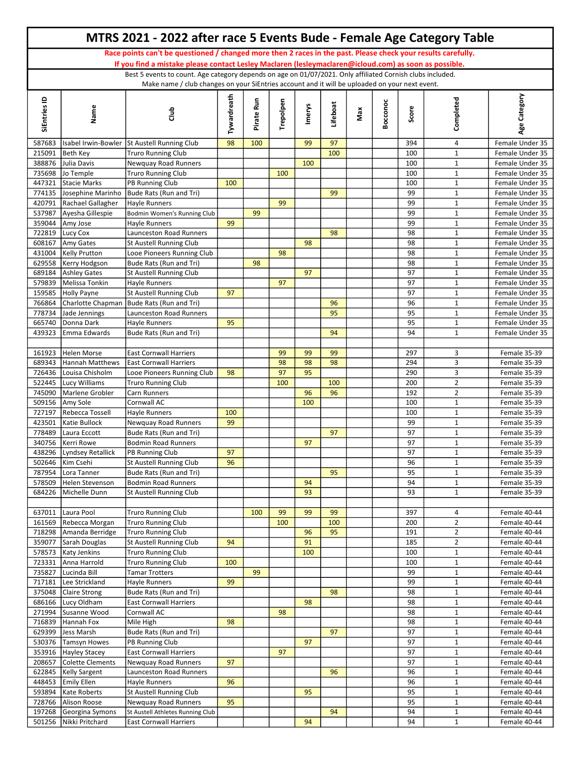# MTRS 2021 - 2022 after race 5 Events Bude - Female Age Category Table

**Race points can't be questioned / changed more then 2 races in the past. Please check your results carefully.**
**If you find a mistake please contact Lesley Maclaren (lesleymaclaren@icloud.com) as soon as possible.**

Best 5 events to count. Age category depends on age on 01/07/2021. Only affiliated Cornish clubs included.
Make name / club changes on your SiEntries account and it will be uploaded on your next event.

| SiEntries ID | Name | Club | Tywardreath | Pirate Run | Trepolpen | Imerys | Lifeboat | Max | Bocconoc | Score | Completed | Age Category |
|---|---|---|---|---|---|---|---|---|---|---|---|---|
| 587683 | Isabel Irwin-Bowler | St Austell Running Club | 98 | 100 | | 99 | 97 | | | 394 | 4 | Female Under 35 |
| 215091 | Beth Key | Truro Running Club | | | | | 100 | | | 100 | 1 | Female Under 35 |
| 388876 | Julia Davis | Newquay Road Runners | | | | 100 | | | | 100 | 1 | Female Under 35 |
| 735698 | Jo Temple | Truro Running Club | | | 100 | | | | | 100 | 1 | Female Under 35 |
| 447321 | Stacie Marks | PB Running Club | 100 | | | | | | | 100 | 1 | Female Under 35 |
| 774135 | Josephine Marinho | Bude Rats (Run and Tri) | | | | | 99 | | | 99 | 1 | Female Under 35 |
| 420791 | Rachael Gallagher | Hayle Runners | | | 99 | | | | | 99 | 1 | Female Under 35 |
| 537987 | Ayesha Gillespie | Bodmin Women's Running Club | | 99 | | | | | | 99 | 1 | Female Under 35 |
| 359044 | Amy Jose | Hayle Runners | 99 | | | | | | | 99 | 1 | Female Under 35 |
| 722819 | Lucy Cox | Launceston Road Runners | | | | | 98 | | | 98 | 1 | Female Under 35 |
| 608167 | Amy Gates | St Austell Running Club | | | | 98 | | | | 98 | 1 | Female Under 35 |
| 431004 | Kelly Prutton | Looe Pioneers Running Club | | | 98 | | | | | 98 | 1 | Female Under 35 |
| 629558 | Kerry Hodgson | Bude Rats (Run and Tri) | | 98 | | | | | | 98 | 1 | Female Under 35 |
| 689184 | Ashley Gates | St Austell Running Club | | | | 97 | | | | 97 | 1 | Female Under 35 |
| 579839 | Melissa Tonkin | Hayle Runners | | | 97 | | | | | 97 | 1 | Female Under 35 |
| 159585 | Holly Payne | St Austell Running Club | 97 | | | | | | | 97 | 1 | Female Under 35 |
| 766864 | Charlotte Chapman | Bude Rats (Run and Tri) | | | | | 96 | | | 96 | 1 | Female Under 35 |
| 778734 | Jade Jennings | Launceston Road Runners | | | | | 95 | | | 95 | 1 | Female Under 35 |
| 665740 | Donna Dark | Hayle Runners | 95 | | | | | | | 95 | 1 | Female Under 35 |
| 439323 | Emma Edwards | Bude Rats (Run and Tri) | | | | | 94 | | | 94 | 1 | Female Under 35 |
| | | | | | | | | | | | | |
| 161923 | Helen Morse | East Cornwall Harriers | | | 99 | 99 | 99 | | | 297 | 3 | Female 35-39 |
| 689343 | Hannah Matthews | East Cornwall Harriers | | | 98 | 98 | 98 | | | 294 | 3 | Female 35-39 |
| 726436 | Louisa Chisholm | Looe Pioneers Running Club | 98 | | 97 | 95 | | | | 290 | 3 | Female 35-39 |
| 522445 | Lucy Williams | Truro Running Club | | | 100 | | 100 | | | 200 | 2 | Female 35-39 |
| 745090 | Marlene Grobler | Carn Runners | | | | 96 | 96 | | | 192 | 2 | Female 35-39 |
| 509156 | Amy Sole | Cornwall AC | | | | 100 | | | | 100 | 1 | Female 35-39 |
| 727197 | Rebecca Tossell | Hayle Runners | 100 | | | | | | | 100 | 1 | Female 35-39 |
| 423501 | Katie Bullock | Newquay Road Runners | 99 | | | | | | | 99 | 1 | Female 35-39 |
| 778489 | Laura Eccott | Bude Rats (Run and Tri) | | | | | 97 | | | 97 | 1 | Female 35-39 |
| 340756 | Kerri Rowe | Bodmin Road Runners | | | | 97 | | | | 97 | 1 | Female 35-39 |
| 438296 | Lyndsey Retallick | PB Running Club | 97 | | | | | | | 97 | 1 | Female 35-39 |
| 502646 | Kim Csehi | St Austell Running Club | 96 | | | | | | | 96 | 1 | Female 35-39 |
| 787954 | Lora Tanner | Bude Rats (Run and Tri) | | | | | 95 | | | 95 | 1 | Female 35-39 |
| 578509 | Helen Stevenson | Bodmin Road Runners | | | | 94 | | | | 94 | 1 | Female 35-39 |
| 684226 | Michelle Dunn | St Austell Running Club | | | | 93 | | | | 93 | 1 | Female 35-39 |
| | | | | | | | | | | | | |
| 637011 | Laura Pool | Truro Running Club | | 100 | 99 | 99 | 99 | | | 397 | 4 | Female 40-44 |
| 161569 | Rebecca Morgan | Truro Running Club | | | 100 | | 100 | | | 200 | 2 | Female 40-44 |
| 718298 | Amanda Berridge | Truro Running Club | | | | 96 | 95 | | | 191 | 2 | Female 40-44 |
| 359077 | Sarah Douglas | St Austell Running Club | 94 | | | 91 | | | | 185 | 2 | Female 40-44 |
| 578573 | Katy Jenkins | Truro Running Club | | | | 100 | | | | 100 | 1 | Female 40-44 |
| 723331 | Anna Harrold | Truro Running Club | 100 | | | | | | | 100 | 1 | Female 40-44 |
| 735827 | Lucinda Bill | Tamar Trotters | | 99 | | | | | | 99 | 1 | Female 40-44 |
| 717181 | Lee Strickland | Hayle Runners | 99 | | | | | | | 99 | 1 | Female 40-44 |
| 375048 | Claire Strong | Bude Rats (Run and Tri) | | | | | 98 | | | 98 | 1 | Female 40-44 |
| 686166 | Lucy Oldham | East Cornwall Harriers | | | | 98 | | | | 98 | 1 | Female 40-44 |
| 271994 | Susanne Wood | Cornwall AC | | | 98 | | | | | 98 | 1 | Female 40-44 |
| 716839 | Hannah Fox | Mile High | 98 | | | | | | | 98 | 1 | Female 40-44 |
| 629399 | Jess Marsh | Bude Rats (Run and Tri) | | | | | 97 | | | 97 | 1 | Female 40-44 |
| 530376 | Tamsyn Howes | PB Running Club | | | | 97 | | | | 97 | 1 | Female 40-44 |
| 353916 | Hayley Stacey | East Cornwall Harriers | | | 97 | | | | | 97 | 1 | Female 40-44 |
| 208657 | Colette Clements | Newquay Road Runners | 97 | | | | | | | 97 | 1 | Female 40-44 |
| 622845 | Kelly Sargent | Launceston Road Runners | | | | | 96 | | | 96 | 1 | Female 40-44 |
| 448453 | Emily Ellen | Hayle Runners | 96 | | | | | | | 96 | 1 | Female 40-44 |
| 593894 | Kate Roberts | St Austell Running Club | | | | 95 | | | | 95 | 1 | Female 40-44 |
| 728766 | Alison Roose | Newquay Road Runners | 95 | | | | | | | 95 | 1 | Female 40-44 |
| 197268 | Georgina Symons | St Austell Athletes Running Club | | | | | 94 | | | 94 | 1 | Female 40-44 |
| 501256 | Nikki Pritchard | East Cornwall Harriers | | | | 94 | | | | 94 | 1 | Female 40-44 |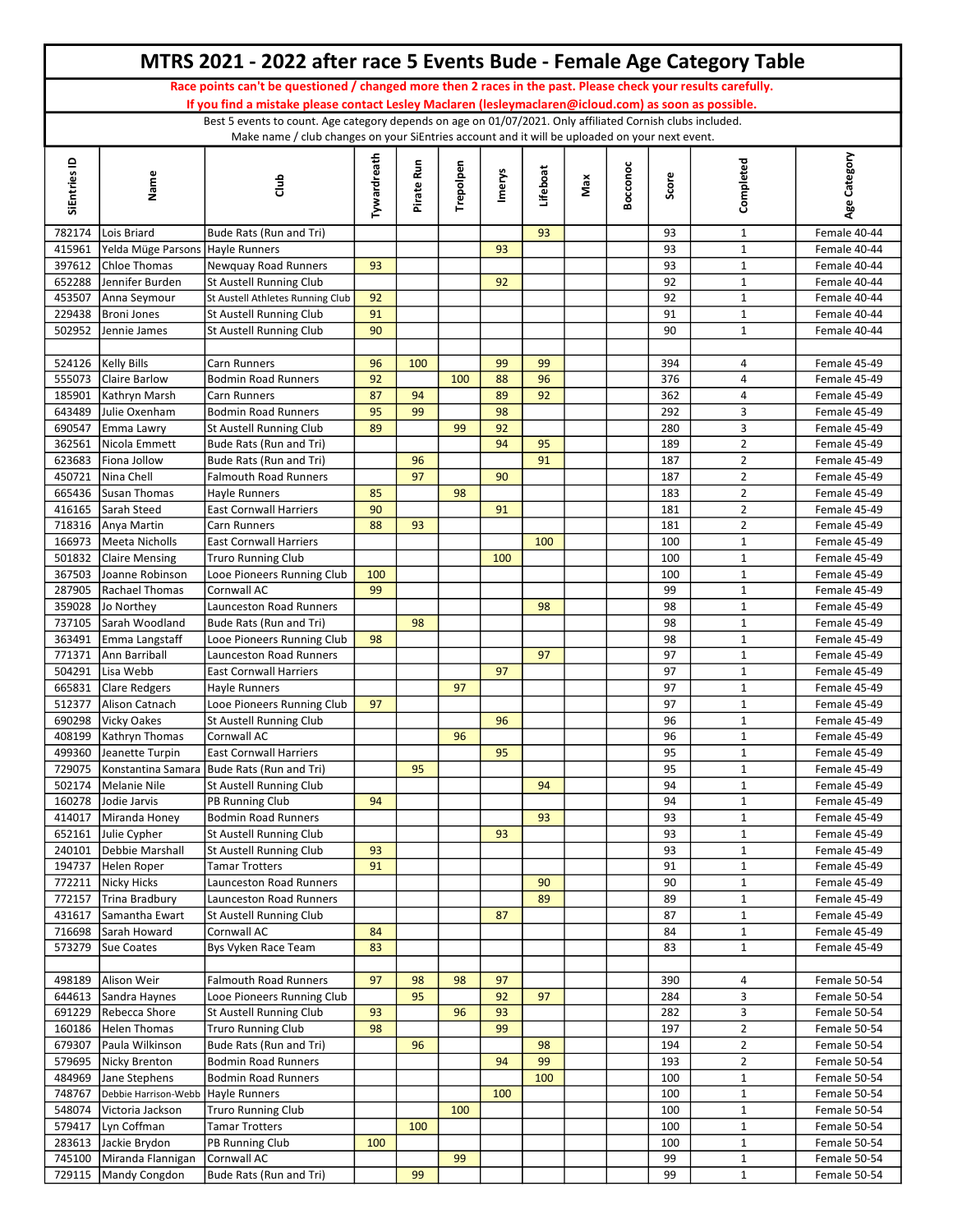# MTRS 2021 - 2022 after race 5 Events Bude - Female Age Category Table

**Race points can't be questioned / changed more then 2 races in the past. Please check your results carefully.**
**If you find a mistake please contact Lesley Maclaren (lesleymaclaren@icloud.com) as soon as possible.**

Best 5 events to count. Age category depends on age on 01/07/2021. Only affiliated Cornish clubs included.
Make name / club changes on your SiEntries account and it will be uploaded on your next event.

| SiEntries ID | Name | Club | Tywardreath | Pirate Run | Trepolpen | Imerys | Lifeboat | Max | Bocconoc | Score | Completed | Age Category |
|---|---|---|---|---|---|---|---|---|---|---|---|---|
| 782174 | Lois Briard | Bude Rats (Run and Tri) | | | | | 93 | | | 93 | 1 | Female 40-44 |
| 415961 | Yelda Müge Parsons | Hayle Runners | | | | 93 | | | | 93 | 1 | Female 40-44 |
| 397612 | Chloe Thomas | Newquay Road Runners | 93 | | | | | | | 93 | 1 | Female 40-44 |
| 652288 | Jennifer Burden | St Austell Running Club | | | | 92 | | | | 92 | 1 | Female 40-44 |
| 453507 | Anna Seymour | St Austell Athletes Running Club | 92 | | | | | | | 92 | 1 | Female 40-44 |
| 229438 | Broni Jones | St Austell Running Club | 91 | | | | | | | 91 | 1 | Female 40-44 |
| 502952 | Jennie James | St Austell Running Club | 90 | | | | | | | 90 | 1 | Female 40-44 |
| | | | | | | | | | | | | |
| 524126 | Kelly Bills | Carn Runners | 96 | 100 | | 99 | 99 | | | 394 | 4 | Female 45-49 |
| 555073 | Claire Barlow | Bodmin Road Runners | 92 | | 100 | 88 | 96 | | | 376 | 4 | Female 45-49 |
| 185901 | Kathryn Marsh | Carn Runners | 87 | 94 | | 89 | 92 | | | 362 | 4 | Female 45-49 |
| 643489 | Julie Oxenham | Bodmin Road Runners | 95 | 99 | | 98 | | | | 292 | 3 | Female 45-49 |
| 690547 | Emma Lawry | St Austell Running Club | 89 | | 99 | 92 | | | | 280 | 3 | Female 45-49 |
| 362561 | Nicola Emmett | Bude Rats (Run and Tri) | | | | 94 | 95 | | | 189 | 2 | Female 45-49 |
| 623683 | Fiona Jollow | Bude Rats (Run and Tri) | | 96 | | | 91 | | | 187 | 2 | Female 45-49 |
| 450721 | Nina Chell | Falmouth Road Runners | | 97 | | 90 | | | | 187 | 2 | Female 45-49 |
| 665436 | Susan Thomas | Hayle Runners | 85 | | 98 | | | | | 183 | 2 | Female 45-49 |
| 416165 | Sarah Steed | East Cornwall Harriers | 90 | | | 91 | | | | 181 | 2 | Female 45-49 |
| 718316 | Anya Martin | Carn Runners | 88 | 93 | | | | | | 181 | 2 | Female 45-49 |
| 166973 | Meeta Nicholls | East Cornwall Harriers | | | | | 100 | | | 100 | 1 | Female 45-49 |
| 501832 | Claire Mensing | Truro Running Club | | | | 100 | | | | 100 | 1 | Female 45-49 |
| 367503 | Joanne Robinson | Looe Pioneers Running Club | 100 | | | | | | | 100 | 1 | Female 45-49 |
| 287905 | Rachael Thomas | Cornwall AC | 99 | | | | | | | 99 | 1 | Female 45-49 |
| 359028 | Jo Northey | Launceston Road Runners | | | | | 98 | | | 98 | 1 | Female 45-49 |
| 737105 | Sarah Woodland | Bude Rats (Run and Tri) | | 98 | | | | | | 98 | 1 | Female 45-49 |
| 363491 | Emma Langstaff | Looe Pioneers Running Club | 98 | | | | | | | 98 | 1 | Female 45-49 |
| 771371 | Ann Barriball | Launceston Road Runners | | | | | 97 | | | 97 | 1 | Female 45-49 |
| 504291 | Lisa Webb | East Cornwall Harriers | | | | 97 | | | | 97 | 1 | Female 45-49 |
| 665831 | Clare Redgers | Hayle Runners | | | 97 | | | | | 97 | 1 | Female 45-49 |
| 512377 | Alison Catnach | Looe Pioneers Running Club | 97 | | | | | | | 97 | 1 | Female 45-49 |
| 690298 | Vicky Oakes | St Austell Running Club | | | | 96 | | | | 96 | 1 | Female 45-49 |
| 408199 | Kathryn Thomas | Cornwall AC | | | 96 | | | | | 96 | 1 | Female 45-49 |
| 499360 | Jeanette Turpin | East Cornwall Harriers | | | | 95 | | | | 95 | 1 | Female 45-49 |
| 729075 | Konstantina Samara | Bude Rats (Run and Tri) | | 95 | | | | | | 95 | 1 | Female 45-49 |
| 502174 | Melanie Nile | St Austell Running Club | | | | | 94 | | | 94 | 1 | Female 45-49 |
| 160278 | Jodie Jarvis | PB Running Club | 94 | | | | | | | 94 | 1 | Female 45-49 |
| 414017 | Miranda Honey | Bodmin Road Runners | | | | | 93 | | | 93 | 1 | Female 45-49 |
| 652161 | Julie Cypher | St Austell Running Club | | | | 93 | | | | 93 | 1 | Female 45-49 |
| 240101 | Debbie Marshall | St Austell Running Club | 93 | | | | | | | 93 | 1 | Female 45-49 |
| 194737 | Helen Roper | Tamar Trotters | 91 | | | | | | | 91 | 1 | Female 45-49 |
| 772211 | Nicky Hicks | Launceston Road Runners | | | | | 90 | | | 90 | 1 | Female 45-49 |
| 772157 | Trina Bradbury | Launceston Road Runners | | | | | 89 | | | 89 | 1 | Female 45-49 |
| 431617 | Samantha Ewart | St Austell Running Club | | | | 87 | | | | 87 | 1 | Female 45-49 |
| 716698 | Sarah Howard | Cornwall AC | 84 | | | | | | | 84 | 1 | Female 45-49 |
| 573279 | Sue Coates | Bys Vyken Race Team | 83 | | | | | | | 83 | 1 | Female 45-49 |
| | | | | | | | | | | | | |
| 498189 | Alison Weir | Falmouth Road Runners | 97 | 98 | 98 | 97 | | | | 390 | 4 | Female 50-54 |
| 644613 | Sandra Haynes | Looe Pioneers Running Club | | 95 | | 92 | 97 | | | 284 | 3 | Female 50-54 |
| 691229 | Rebecca Shore | St Austell Running Club | 93 | | 96 | 93 | | | | 282 | 3 | Female 50-54 |
| 160186 | Helen Thomas | Truro Running Club | 98 | | | 99 | | | | 197 | 2 | Female 50-54 |
| 679307 | Paula Wilkinson | Bude Rats (Run and Tri) | | 96 | | | 98 | | | 194 | 2 | Female 50-54 |
| 579695 | Nicky Brenton | Bodmin Road Runners | | | | 94 | 99 | | | 193 | 2 | Female 50-54 |
| 484969 | Jane Stephens | Bodmin Road Runners | | | | | 100 | | | 100 | 1 | Female 50-54 |
| 748767 | Debbie Harrison-Webb | Hayle Runners | | | | 100 | | | | 100 | 1 | Female 50-54 |
| 548074 | Victoria Jackson | Truro Running Club | | | 100 | | | | | 100 | 1 | Female 50-54 |
| 579417 | Lyn Coffman | Tamar Trotters | | 100 | | | | | | 100 | 1 | Female 50-54 |
| 283613 | Jackie Brydon | PB Running Club | 100 | | | | | | | 100 | 1 | Female 50-54 |
| 745100 | Miranda Flannigan | Cornwall AC | | | 99 | | | | | 99 | 1 | Female 50-54 |
| 729115 | Mandy Congdon | Bude Rats (Run and Tri) | | 99 | | | | | | 99 | 1 | Female 50-54 |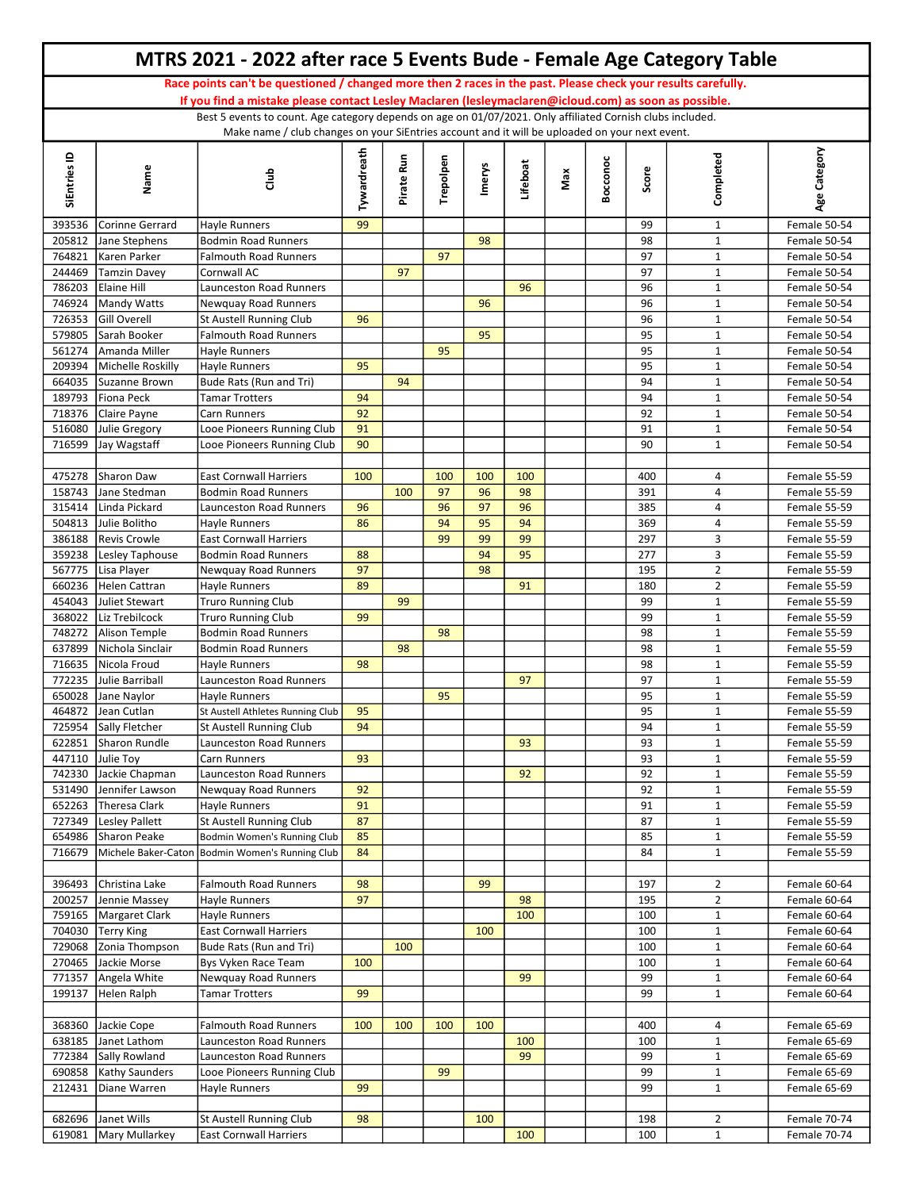# MTRS 2021 - 2022 after race 5 Events Bude - Female Age Category Table

**Race points can't be questioned / changed more then 2 races in the past. Please check your results carefully.**
**If you find a mistake please contact Lesley Maclaren (lesleymaclaren@icloud.com) as soon as possible.**

Best 5 events to count. Age category depends on age on 01/07/2021. Only affiliated Cornish clubs included.
Make name / club changes on your SiEntries account and it will be uploaded on your next event.

| SiEntries ID | Name | Club | Tywardreath | Pirate Run | Trepolpen | Imerys | Lifeboat | Max | Bocconoc | Score | Completed | Age Category |
|---|---|---|---|---|---|---|---|---|---|---|---|---|
| 393536 | Corinne Gerrard | Hayle Runners | 99 | | | | | | | 99 | 1 | Female 50-54 |
| 205812 | Jane Stephens | Bodmin Road Runners | | | | 98 | | | | 98 | 1 | Female 50-54 |
| 764821 | Karen Parker | Falmouth Road Runners | | | 97 | | | | | 97 | 1 | Female 50-54 |
| 244469 | Tamzin Davey | Cornwall AC | | 97 | | | | | | 97 | 1 | Female 50-54 |
| 786203 | Elaine Hill | Launceston Road Runners | | | | | 96 | | | 96 | 1 | Female 50-54 |
| 746924 | Mandy Watts | Newquay Road Runners | | | | 96 | | | | 96 | 1 | Female 50-54 |
| 726353 | Gill Overell | St Austell Running Club | 96 | | | | | | | 96 | 1 | Female 50-54 |
| 579805 | Sarah Booker | Falmouth Road Runners | | | | 95 | | | | 95 | 1 | Female 50-54 |
| 561274 | Amanda Miller | Hayle Runners | | | 95 | | | | | 95 | 1 | Female 50-54 |
| 209394 | Michelle Roskilly | Hayle Runners | 95 | | | | | | | 95 | 1 | Female 50-54 |
| 664035 | Suzanne Brown | Bude Rats (Run and Tri) | | 94 | | | | | | 94 | 1 | Female 50-54 |
| 189793 | Fiona Peck | Tamar Trotters | 94 | | | | | | | 94 | 1 | Female 50-54 |
| 718376 | Claire Payne | Carn Runners | 92 | | | | | | | 92 | 1 | Female 50-54 |
| 516080 | Julie Gregory | Looe Pioneers Running Club | 91 | | | | | | | 91 | 1 | Female 50-54 |
| 716599 | Jay Wagstaff | Looe Pioneers Running Club | 90 | | | | | | | 90 | 1 | Female 50-54 |
| | | | | | | | | | | | | |
| 475278 | Sharon Daw | East Cornwall Harriers | 100 | | 100 | 100 | 100 | | | 400 | 4 | Female 55-59 |
| 158743 | Jane Stedman | Bodmin Road Runners | | 100 | 97 | 96 | 98 | | | 391 | 4 | Female 55-59 |
| 315414 | Linda Pickard | Launceston Road Runners | 96 | | 96 | 97 | 96 | | | 385 | 4 | Female 55-59 |
| 504813 | Julie Bolitho | Hayle Runners | 86 | | 94 | 95 | 94 | | | 369 | 4 | Female 55-59 |
| 386188 | Revis Crowle | East Cornwall Harriers | | | 99 | 99 | 99 | | | 297 | 3 | Female 55-59 |
| 359238 | Lesley Taphouse | Bodmin Road Runners | 88 | | | 94 | 95 | | | 277 | 3 | Female 55-59 |
| 567775 | Lisa Player | Newquay Road Runners | 97 | | | 98 | | | | 195 | 2 | Female 55-59 |
| 660236 | Helen Cattran | Hayle Runners | 89 | | | | 91 | | | 180 | 2 | Female 55-59 |
| 454043 | Juliet Stewart | Truro Running Club | | 99 | | | | | | 99 | 1 | Female 55-59 |
| 368022 | Liz Trebilcock | Truro Running Club | 99 | | | | | | | 99 | 1 | Female 55-59 |
| 748272 | Alison Temple | Bodmin Road Runners | | | 98 | | | | | 98 | 1 | Female 55-59 |
| 637899 | Nichola Sinclair | Bodmin Road Runners | | 98 | | | | | | 98 | 1 | Female 55-59 |
| 716635 | Nicola Froud | Hayle Runners | 98 | | | | | | | 98 | 1 | Female 55-59 |
| 772235 | Julie Barriball | Launceston Road Runners | | | | | 97 | | | 97 | 1 | Female 55-59 |
| 650028 | Jane Naylor | Hayle Runners | | | 95 | | | | | 95 | 1 | Female 55-59 |
| 464872 | Jean Cutlan | St Austell Athletes Running Club | 95 | | | | | | | 95 | 1 | Female 55-59 |
| 725954 | Sally Fletcher | St Austell Running Club | 94 | | | | | | | 94 | 1 | Female 55-59 |
| 622851 | Sharon Rundle | Launceston Road Runners | | | | | 93 | | | 93 | 1 | Female 55-59 |
| 447110 | Julie Toy | Carn Runners | 93 | | | | | | | 93 | 1 | Female 55-59 |
| 742330 | Jackie Chapman | Launceston Road Runners | | | | | 92 | | | 92 | 1 | Female 55-59 |
| 531490 | Jennifer Lawson | Newquay Road Runners | 92 | | | | | | | 92 | 1 | Female 55-59 |
| 652263 | Theresa Clark | Hayle Runners | 91 | | | | | | | 91 | 1 | Female 55-59 |
| 727349 | Lesley Pallett | St Austell Running Club | 87 | | | | | | | 87 | 1 | Female 55-59 |
| 654986 | Sharon Peake | Bodmin Women's Running Club | 85 | | | | | | | 85 | 1 | Female 55-59 |
| 716679 | Michele Baker-Caton | Bodmin Women's Running Club | 84 | | | | | | | 84 | 1 | Female 55-59 |
| | | | | | | | | | | | | |
| 396493 | Christina Lake | Falmouth Road Runners | 98 | | | 99 | | | | 197 | 2 | Female 60-64 |
| 200257 | Jennie Massey | Hayle Runners | 97 | | | | 98 | | | 195 | 2 | Female 60-64 |
| 759165 | Margaret Clark | Hayle Runners | | | | | 100 | | | 100 | 1 | Female 60-64 |
| 704030 | Terry King | East Cornwall Harriers | | | | 100 | | | | 100 | 1 | Female 60-64 |
| 729068 | Zonia Thompson | Bude Rats (Run and Tri) | | 100 | | | | | | 100 | 1 | Female 60-64 |
| 270465 | Jackie Morse | Bys Vyken Race Team | 100 | | | | | | | 100 | 1 | Female 60-64 |
| 771357 | Angela White | Newquay Road Runners | | | | | 99 | | | 99 | 1 | Female 60-64 |
| 199137 | Helen Ralph | Tamar Trotters | 99 | | | | | | | 99 | 1 | Female 60-64 |
| | | | | | | | | | | | | |
| 368360 | Jackie Cope | Falmouth Road Runners | 100 | 100 | 100 | 100 | | | | 400 | 4 | Female 65-69 |
| 638185 | Janet Lathom | Launceston Road Runners | | | | | 100 | | | 100 | 1 | Female 65-69 |
| 772384 | Sally Rowland | Launceston Road Runners | | | | | 99 | | | 99 | 1 | Female 65-69 |
| 690858 | Kathy Saunders | Looe Pioneers Running Club | | | 99 | | | | | 99 | 1 | Female 65-69 |
| 212431 | Diane Warren | Hayle Runners | 99 | | | | | | | 99 | 1 | Female 65-69 |
| | | | | | | | | | | | | |
| 682696 | Janet Wills | St Austell Running Club | 98 | | | 100 | | | | 198 | 2 | Female 70-74 |
| 619081 | Mary Mullarkey | East Cornwall Harriers | | | | | 100 | | | 100 | 1 | Female 70-74 |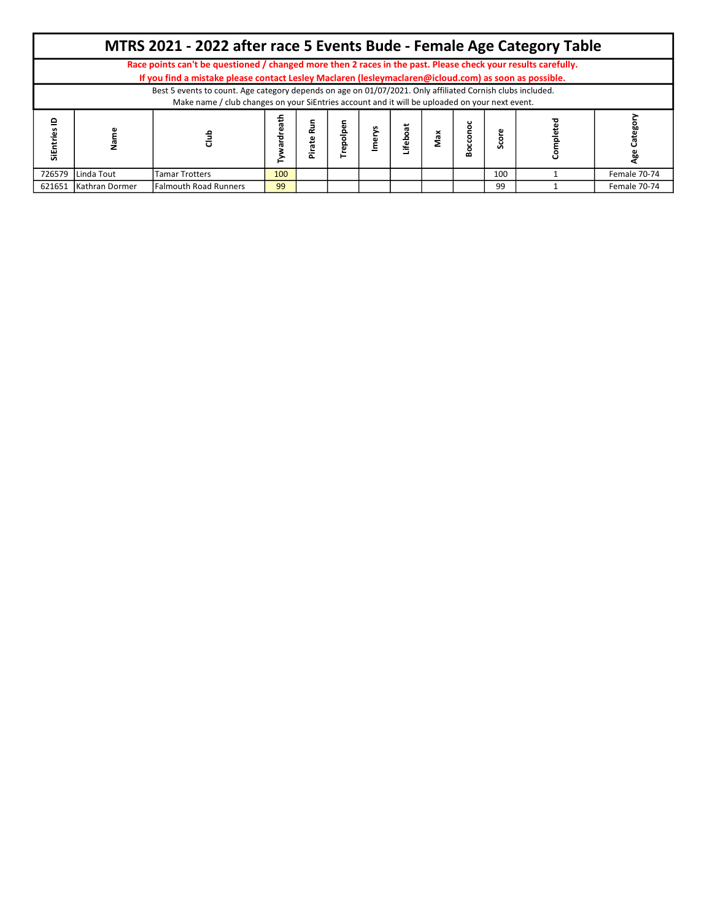# MTRS 2021 - 2022 after race 5 Events Bude - Female Age Category Table

**Race points can't be questioned / changed more then 2 races in the past. Please check your results carefully.**

**If you find a mistake please contact Lesley Maclaren (lesleymaclaren@icloud.com) as soon as possible.**

Best 5 events to count. Age category depends on age on 01/07/2021. Only affiliated Cornish clubs included.

Make name / club changes on your SiEntries account and it will be uploaded on your next event.

| SiEntries ID | Name | Club | Tywardreath | Pirate Run | Trepolpen | Imerys | Lifeboat | Max | Bocconoc | Score | Completed | Age Category |
|---|---|---|---|---|---|---|---|---|---|---|---|---|
| 726579 | Linda Tout | Tamar Trotters | 100 | | | | | | | 100 | 1 | Female 70-74 |
| 621651 | Kathran Dormer | Falmouth Road Runners | 99 | | | | | | | 99 | 1 | Female 70-74 |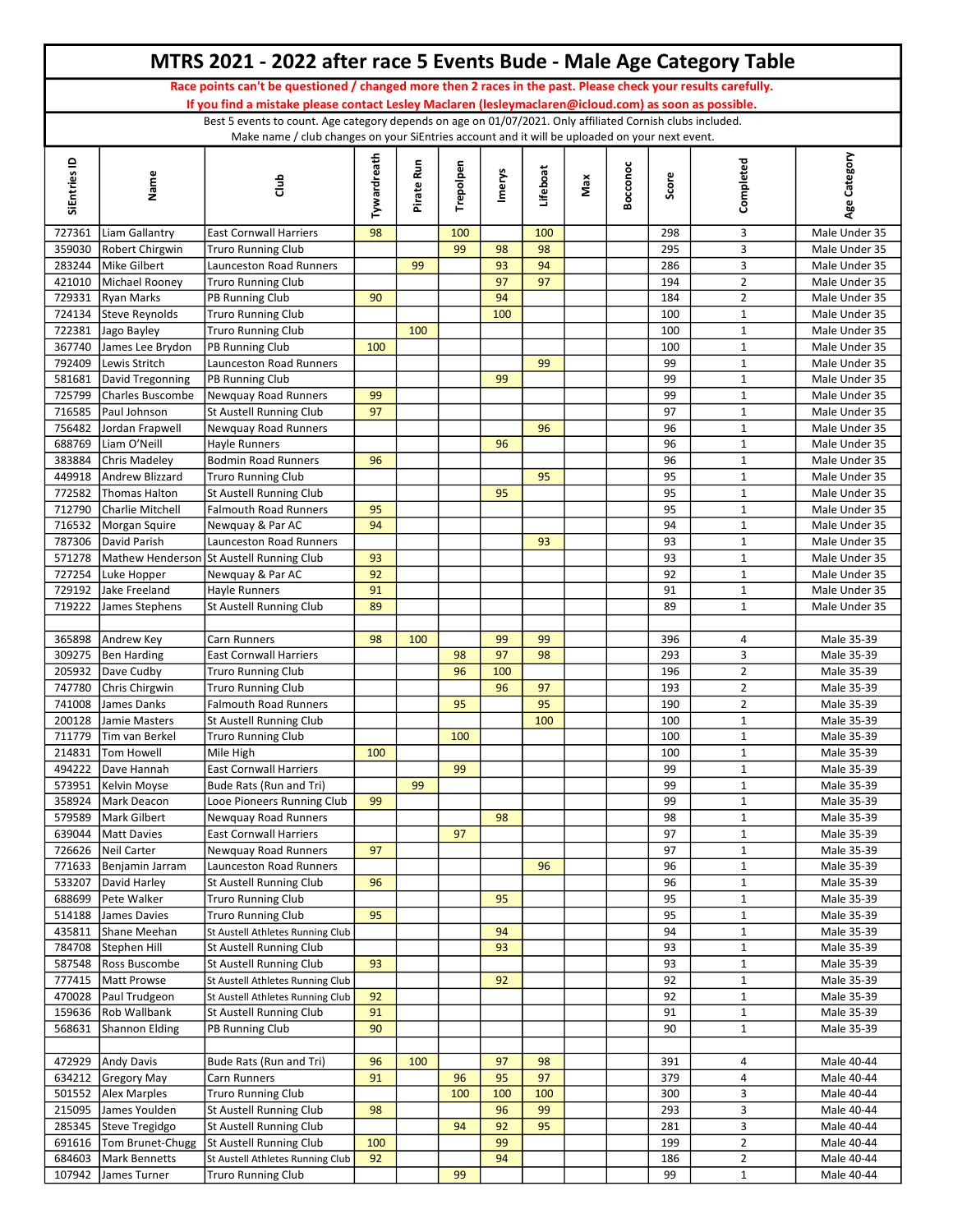# MTRS 2021 - 2022 after race 5 Events Bude - Male Age Category Table

**Race points can't be questioned / changed more then 2 races in the past. Please check your results carefully.**

**If you find a mistake please contact Lesley Maclaren (lesleymaclaren@icloud.com) as soon as possible.**

Best 5 events to count. Age category depends on age on 01/07/2021. Only affiliated Cornish clubs included.
Make name / club changes on your SiEntries account and it will be uploaded on your next event.

| SiEntries ID | Name | Club | Tywardreath | Pirate Run | Trepolpen | Imerys | Lifeboat | Max | Bocconoc | Score | Completed | Age Category |
|---|---|---|---|---|---|---|---|---|---|---|---|---|
| 727361 | Liam Gallantry | East Cornwall Harriers | 98 | | 100 | | 100 | | | 298 | 3 | Male Under 35 |
| 359030 | Robert Chirgwin | Truro Running Club | | | 99 | 98 | 98 | | | 295 | 3 | Male Under 35 |
| 283244 | Mike Gilbert | Launceston Road Runners | | 99 | | 93 | 94 | | | 286 | 3 | Male Under 35 |
| 421010 | Michael Rooney | Truro Running Club | | | | 97 | 97 | | | 194 | 2 | Male Under 35 |
| 729331 | Ryan Marks | PB Running Club | 90 | | | 94 | | | | 184 | 2 | Male Under 35 |
| 724134 | Steve Reynolds | Truro Running Club | | | | 100 | | | | 100 | 1 | Male Under 35 |
| 722381 | Jago Bayley | Truro Running Club | | 100 | | | | | | 100 | 1 | Male Under 35 |
| 367740 | James Lee Brydon | PB Running Club | 100 | | | | | | | 100 | 1 | Male Under 35 |
| 792409 | Lewis Stritch | Launceston Road Runners | | | | | 99 | | | 99 | 1 | Male Under 35 |
| 581681 | David Tregonning | PB Running Club | | | | 99 | | | | 99 | 1 | Male Under 35 |
| 725799 | Charles Buscombe | Newquay Road Runners | 99 | | | | | | | 99 | 1 | Male Under 35 |
| 716585 | Paul Johnson | St Austell Running Club | 97 | | | | | | | 97 | 1 | Male Under 35 |
| 756482 | Jordan Frapwell | Newquay Road Runners | | | | | 96 | | | 96 | 1 | Male Under 35 |
| 688769 | Liam O'Neill | Hayle Runners | | | | 96 | | | | 96 | 1 | Male Under 35 |
| 383884 | Chris Madeley | Bodmin Road Runners | 96 | | | | | | | 96 | 1 | Male Under 35 |
| 449918 | Andrew Blizzard | Truro Running Club | | | | | 95 | | | 95 | 1 | Male Under 35 |
| 772582 | Thomas Halton | St Austell Running Club | | | | 95 | | | | 95 | 1 | Male Under 35 |
| 712790 | Charlie Mitchell | Falmouth Road Runners | 95 | | | | | | | 95 | 1 | Male Under 35 |
| 716532 | Morgan Squire | Newquay & Par AC | 94 | | | | | | | 94 | 1 | Male Under 35 |
| 787306 | David Parish | Launceston Road Runners | | | | | 93 | | | 93 | 1 | Male Under 35 |
| 571278 | Mathew Henderson | St Austell Running Club | 93 | | | | | | | 93 | 1 | Male Under 35 |
| 727254 | Luke Hopper | Newquay & Par AC | 92 | | | | | | | 92 | 1 | Male Under 35 |
| 729192 | Jake Freeland | Hayle Runners | 91 | | | | | | | 91 | 1 | Male Under 35 |
| 719222 | James Stephens | St Austell Running Club | 89 | | | | | | | 89 | 1 | Male Under 35 |
| | | | | | | | | | | | | |
| 365898 | Andrew Key | Carn Runners | 98 | 100 | | 99 | 99 | | | 396 | 4 | Male 35-39 |
| 309275 | Ben Harding | East Cornwall Harriers | | | 98 | 97 | 98 | | | 293 | 3 | Male 35-39 |
| 205932 | Dave Cudby | Truro Running Club | | | 96 | 100 | | | | 196 | 2 | Male 35-39 |
| 747780 | Chris Chirgwin | Truro Running Club | | | | 96 | 97 | | | 193 | 2 | Male 35-39 |
| 741008 | James Danks | Falmouth Road Runners | | | 95 | | 95 | | | 190 | 2 | Male 35-39 |
| 200128 | Jamie Masters | St Austell Running Club | | | | | 100 | | | 100 | 1 | Male 35-39 |
| 711779 | Tim van Berkel | Truro Running Club | | | 100 | | | | | 100 | 1 | Male 35-39 |
| 214831 | Tom Howell | Mile High | 100 | | | | | | | 100 | 1 | Male 35-39 |
| 494222 | Dave Hannah | East Cornwall Harriers | | | 99 | | | | | 99 | 1 | Male 35-39 |
| 573951 | Kelvin Moyse | Bude Rats (Run and Tri) | | 99 | | | | | | 99 | 1 | Male 35-39 |
| 358924 | Mark Deacon | Looe Pioneers Running Club | 99 | | | | | | | 99 | 1 | Male 35-39 |
| 579589 | Mark Gilbert | Newquay Road Runners | | | | 98 | | | | 98 | 1 | Male 35-39 |
| 639044 | Matt Davies | East Cornwall Harriers | | | 97 | | | | | 97 | 1 | Male 35-39 |
| 726626 | Neil Carter | Newquay Road Runners | 97 | | | | | | | 97 | 1 | Male 35-39 |
| 771633 | Benjamin Jarram | Launceston Road Runners | | | | | 96 | | | 96 | 1 | Male 35-39 |
| 533207 | David Harley | St Austell Running Club | 96 | | | | | | | 96 | 1 | Male 35-39 |
| 688699 | Pete Walker | Truro Running Club | | | | 95 | | | | 95 | 1 | Male 35-39 |
| 514188 | James Davies | Truro Running Club | 95 | | | | | | | 95 | 1 | Male 35-39 |
| 435811 | Shane Meehan | St Austell Athletes Running Club | | | | 94 | | | | 94 | 1 | Male 35-39 |
| 784708 | Stephen Hill | St Austell Running Club | | | | 93 | | | | 93 | 1 | Male 35-39 |
| 587548 | Ross Buscombe | St Austell Running Club | 93 | | | | | | | 93 | 1 | Male 35-39 |
| 777415 | Matt Prowse | St Austell Athletes Running Club | | | | 92 | | | | 92 | 1 | Male 35-39 |
| 470028 | Paul Trudgeon | St Austell Athletes Running Club | 92 | | | | | | | 92 | 1 | Male 35-39 |
| 159636 | Rob Wallbank | St Austell Running Club | 91 | | | | | | | 91 | 1 | Male 35-39 |
| 568631 | Shannon Elding | PB Running Club | 90 | | | | | | | 90 | 1 | Male 35-39 |
| | | | | | | | | | | | | |
| 472929 | Andy Davis | Bude Rats (Run and Tri) | 96 | 100 | | 97 | 98 | | | 391 | 4 | Male 40-44 |
| 634212 | Gregory May | Carn Runners | 91 | | 96 | 95 | 97 | | | 379 | 4 | Male 40-44 |
| 501552 | Alex Marples | Truro Running Club | | | 100 | 100 | 100 | | | 300 | 3 | Male 40-44 |
| 215095 | James Youlden | St Austell Running Club | 98 | | | 96 | 99 | | | 293 | 3 | Male 40-44 |
| 285345 | Steve Tregidgo | St Austell Running Club | | | 94 | 92 | 95 | | | 281 | 3 | Male 40-44 |
| 691616 | Tom Brunet-Chugg | St Austell Running Club | 100 | | | 99 | | | | 199 | 2 | Male 40-44 |
| 684603 | Mark Bennetts | St Austell Athletes Running Club | 92 | | | 94 | | | | 186 | 2 | Male 40-44 |
| 107942 | James Turner | Truro Running Club | | | 99 | | | | | 99 | 1 | Male 40-44 |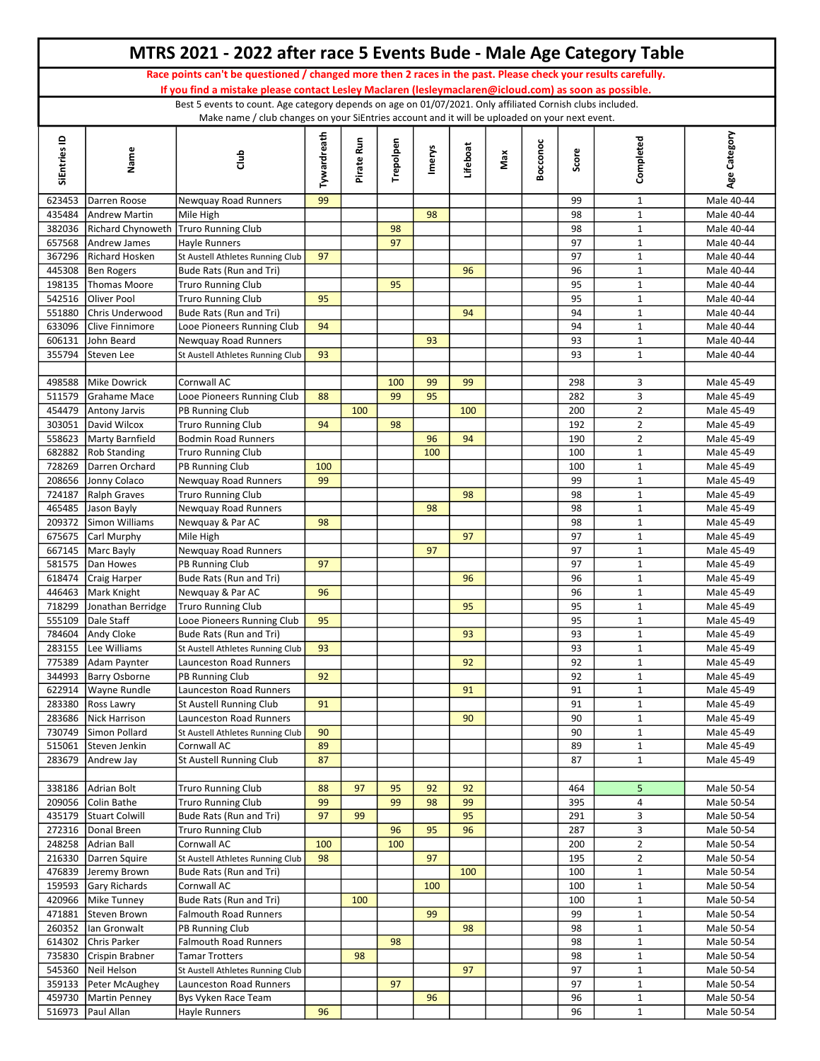# MTRS 2021 - 2022 after race 5 Events Bude - Male Age Category Table

**Race points can't be questioned / changed more then 2 races in the past. Please check your results carefully.**
**If you find a mistake please contact Lesley Maclaren (lesleymaclaren@icloud.com) as soon as possible.**

Best 5 events to count. Age category depends on age on 01/07/2021. Only affiliated Cornish clubs included.
Make name / club changes on your SiEntries account and it will be uploaded on your next event.

| SiEntries ID | Name | Club | Tywardreath | Pirate Run | Trepolpen | Imerys | Lifeboat | Max | Bocconoc | Score | Completed | Age Category |
|---|---|---|---|---|---|---|---|---|---|---|---|---|
| 623453 | Darren Roose | Newquay Road Runners | 99 | | | | | | | 99 | 1 | Male 40-44 |
| 435484 | Andrew Martin | Mile High | | | | 98 | | | | 98 | 1 | Male 40-44 |
| 382036 | Richard Chynoweth | Truro Running Club | | | 98 | | | | | 98 | 1 | Male 40-44 |
| 657568 | Andrew James | Hayle Runners | | | 97 | | | | | 97 | 1 | Male 40-44 |
| 367296 | Richard Hosken | St Austell Athletes Running Club | 97 | | | | | | | 97 | 1 | Male 40-44 |
| 445308 | Ben Rogers | Bude Rats (Run and Tri) | | | | | 96 | | | 96 | 1 | Male 40-44 |
| 198135 | Thomas Moore | Truro Running Club | | | 95 | | | | | 95 | 1 | Male 40-44 |
| 542516 | Oliver Pool | Truro Running Club | 95 | | | | | | | 95 | 1 | Male 40-44 |
| 551880 | Chris Underwood | Bude Rats (Run and Tri) | | | | | 94 | | | 94 | 1 | Male 40-44 |
| 633096 | Clive Finnimore | Looe Pioneers Running Club | 94 | | | | | | | 94 | 1 | Male 40-44 |
| 606131 | John Beard | Newquay Road Runners | | | | 93 | | | | 93 | 1 | Male 40-44 |
| 355794 | Steven Lee | St Austell Athletes Running Club | 93 | | | | | | | 93 | 1 | Male 40-44 |
| | | | | | | | | | | | | |
| 498588 | Mike Dowrick | Cornwall AC | | | 100 | 99 | 99 | | | 298 | 3 | Male 45-49 |
| 511579 | Grahame Mace | Looe Pioneers Running Club | 88 | | 99 | 95 | | | | 282 | 3 | Male 45-49 |
| 454479 | Antony Jarvis | PB Running Club | | 100 | | | 100 | | | 200 | 2 | Male 45-49 |
| 303051 | David Wilcox | Truro Running Club | 94 | | 98 | | | | | 192 | 2 | Male 45-49 |
| 558623 | Marty Barnfield | Bodmin Road Runners | | | | 96 | 94 | | | 190 | 2 | Male 45-49 |
| 682882 | Rob Standing | Truro Running Club | | | | 100 | | | | 100 | 1 | Male 45-49 |
| 728269 | Darren Orchard | PB Running Club | 100 | | | | | | | 100 | 1 | Male 45-49 |
| 208656 | Jonny Colaco | Newquay Road Runners | 99 | | | | | | | 99 | 1 | Male 45-49 |
| 724187 | Ralph Graves | Truro Running Club | | | | | 98 | | | 98 | 1 | Male 45-49 |
| 465485 | Jason Bayly | Newquay Road Runners | | | | 98 | | | | 98 | 1 | Male 45-49 |
| 209372 | Simon Williams | Newquay & Par AC | 98 | | | | | | | 98 | 1 | Male 45-49 |
| 675675 | Carl Murphy | Mile High | | | | | 97 | | | 97 | 1 | Male 45-49 |
| 667145 | Marc Bayly | Newquay Road Runners | | | | 97 | | | | 97 | 1 | Male 45-49 |
| 581575 | Dan Howes | PB Running Club | 97 | | | | | | | 97 | 1 | Male 45-49 |
| 618474 | Craig Harper | Bude Rats (Run and Tri) | | | | | 96 | | | 96 | 1 | Male 45-49 |
| 446463 | Mark Knight | Newquay & Par AC | 96 | | | | | | | 96 | 1 | Male 45-49 |
| 718299 | Jonathan Berridge | Truro Running Club | | | | | 95 | | | 95 | 1 | Male 45-49 |
| 555109 | Dale Staff | Looe Pioneers Running Club | 95 | | | | | | | 95 | 1 | Male 45-49 |
| 784604 | Andy Cloke | Bude Rats (Run and Tri) | | | | | 93 | | | 93 | 1 | Male 45-49 |
| 283155 | Lee Williams | St Austell Athletes Running Club | 93 | | | | | | | 93 | 1 | Male 45-49 |
| 775389 | Adam Paynter | Launceston Road Runners | | | | | 92 | | | 92 | 1 | Male 45-49 |
| 344993 | Barry Osborne | PB Running Club | 92 | | | | | | | 92 | 1 | Male 45-49 |
| 622914 | Wayne Rundle | Launceston Road Runners | | | | | 91 | | | 91 | 1 | Male 45-49 |
| 283380 | Ross Lawry | St Austell Running Club | 91 | | | | | | | 91 | 1 | Male 45-49 |
| 283686 | Nick Harrison | Launceston Road Runners | | | | | 90 | | | 90 | 1 | Male 45-49 |
| 730749 | Simon Pollard | St Austell Athletes Running Club | 90 | | | | | | | 90 | 1 | Male 45-49 |
| 515061 | Steven Jenkin | Cornwall AC | 89 | | | | | | | 89 | 1 | Male 45-49 |
| 283679 | Andrew Jay | St Austell Running Club | 87 | | | | | | | 87 | 1 | Male 45-49 |
| | | | | | | | | | | | | |
| 338186 | Adrian Bolt | Truro Running Club | 88 | 97 | 95 | 92 | 92 | | | 464 | 5 | Male 50-54 |
| 209056 | Colin Bathe | Truro Running Club | 99 | | 99 | 98 | 99 | | | 395 | 4 | Male 50-54 |
| 435179 | Stuart Colwill | Bude Rats (Run and Tri) | 97 | 99 | | | 95 | | | 291 | 3 | Male 50-54 |
| 272316 | Donal Breen | Truro Running Club | | | 96 | 95 | 96 | | | 287 | 3 | Male 50-54 |
| 248258 | Adrian Ball | Cornwall AC | 100 | | 100 | | | | | 200 | 2 | Male 50-54 |
| 216330 | Darren Squire | St Austell Athletes Running Club | 98 | | | 97 | | | | 195 | 2 | Male 50-54 |
| 476839 | Jeremy Brown | Bude Rats (Run and Tri) | | | | | 100 | | | 100 | 1 | Male 50-54 |
| 159593 | Gary Richards | Cornwall AC | | | | 100 | | | | 100 | 1 | Male 50-54 |
| 420966 | Mike Tunney | Bude Rats (Run and Tri) | | 100 | | | | | | 100 | 1 | Male 50-54 |
| 471881 | Steven Brown | Falmouth Road Runners | | | | 99 | | | | 99 | 1 | Male 50-54 |
| 260352 | Ian Gronwalt | PB Running Club | | | | | 98 | | | 98 | 1 | Male 50-54 |
| 614302 | Chris Parker | Falmouth Road Runners | | | 98 | | | | | 98 | 1 | Male 50-54 |
| 735830 | Crispin Brabner | Tamar Trotters | | 98 | | | | | | 98 | 1 | Male 50-54 |
| 545360 | Neil Helson | St Austell Athletes Running Club | | | | | 97 | | | 97 | 1 | Male 50-54 |
| 359133 | Peter McAughey | Launceston Road Runners | | | 97 | | | | | 97 | 1 | Male 50-54 |
| 459730 | Martin Penney | Bys Vyken Race Team | | | | 96 | | | | 96 | 1 | Male 50-54 |
| 516973 | Paul Allan | Hayle Runners | 96 | | | | | | | 96 | 1 | Male 50-54 |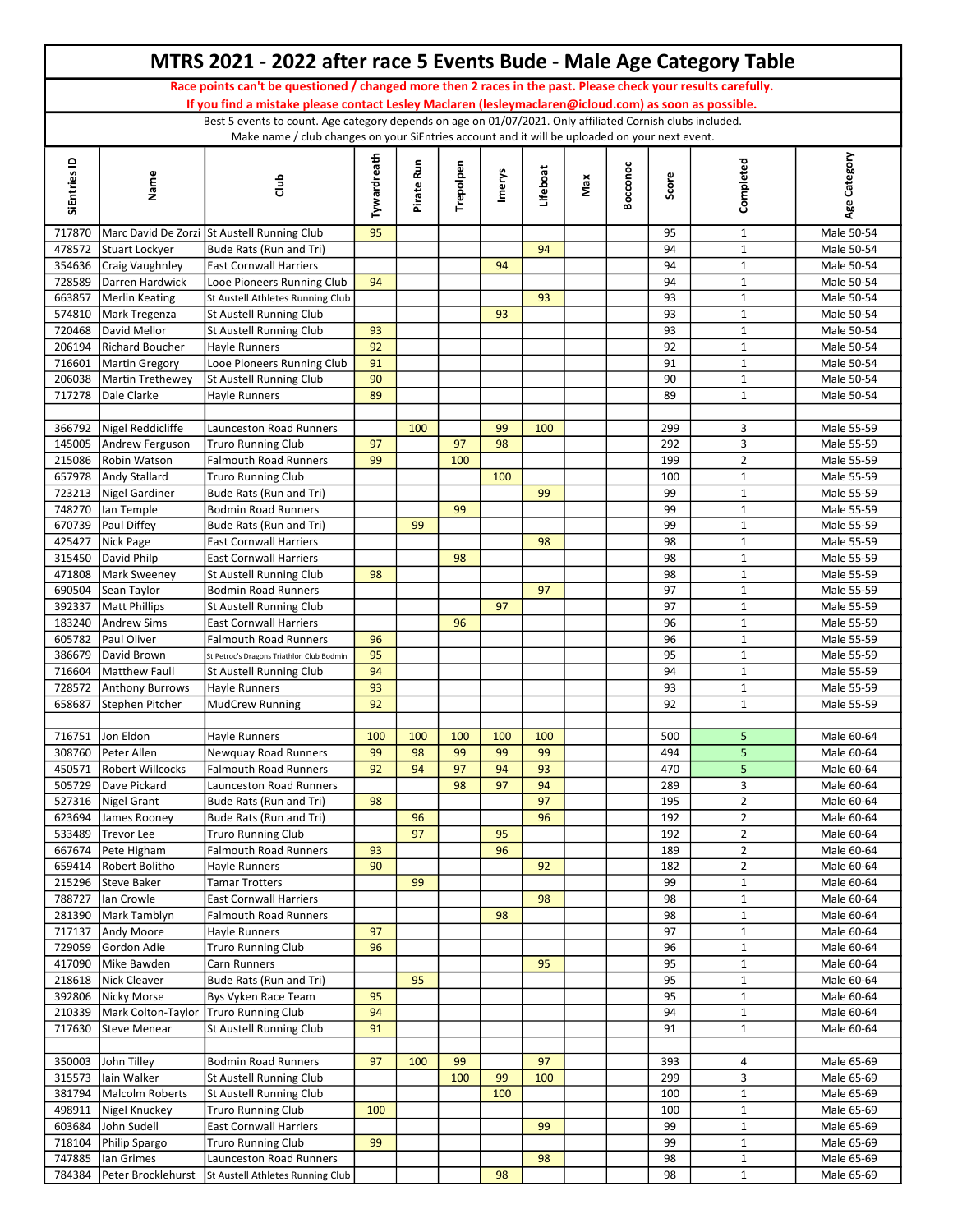# MTRS 2021 - 2022 after race 5 Events Bude - Male Age Category Table

**Race points can't be questioned / changed more then 2 races in the past. Please check your results carefully.**

**If you find a mistake please contact Lesley Maclaren (lesleymaclaren@icloud.com) as soon as possible.**

Best 5 events to count. Age category depends on age on 01/07/2021. Only affiliated Cornish clubs included.
Make name / club changes on your SiEntries account and it will be uploaded on your next event.

| SiEntries ID | Name | Club | Tywardreath | Pirate Run | Trepolpen | Imerys | Lifeboat | Max | Bocconoc | Score | Completed | Age Category |
|---|---|---|---|---|---|---|---|---|---|---|---|---|
| 717870 | Marc David De Zorzi | St Austell Running Club | 95 | | | | | | | 95 | 1 | Male 50-54 |
| 478572 | Stuart Lockyer | Bude Rats (Run and Tri) | | | | | 94 | | | 94 | 1 | Male 50-54 |
| 354636 | Craig Vaughnley | East Cornwall Harriers | | | | 94 | | | | 94 | 1 | Male 50-54 |
| 728589 | Darren Hardwick | Looe Pioneers Running Club | 94 | | | | | | | 94 | 1 | Male 50-54 |
| 663857 | Merlin Keating | St Austell Athletes Running Club | | | | | 93 | | | 93 | 1 | Male 50-54 |
| 574810 | Mark Tregenza | St Austell Running Club | | | | 93 | | | | 93 | 1 | Male 50-54 |
| 720468 | David Mellor | St Austell Running Club | 93 | | | | | | | 93 | 1 | Male 50-54 |
| 206194 | Richard Boucher | Hayle Runners | 92 | | | | | | | 92 | 1 | Male 50-54 |
| 716601 | Martin Gregory | Looe Pioneers Running Club | 91 | | | | | | | 91 | 1 | Male 50-54 |
| 206038 | Martin Trethewey | St Austell Running Club | 90 | | | | | | | 90 | 1 | Male 50-54 |
| 717278 | Dale Clarke | Hayle Runners | 89 | | | | | | | 89 | 1 | Male 50-54 |
| | | | | | | | | | | | | |
| 366792 | Nigel Reddicliffe | Launceston Road Runners | | 100 | | 99 | 100 | | | 299 | 3 | Male 55-59 |
| 145005 | Andrew Ferguson | Truro Running Club | 97 | | 97 | 98 | | | | 292 | 3 | Male 55-59 |
| 215086 | Robin Watson | Falmouth Road Runners | 99 | | 100 | | | | | 199 | 2 | Male 55-59 |
| 657978 | Andy Stallard | Truro Running Club | | | | 100 | | | | 100 | 1 | Male 55-59 |
| 723213 | Nigel Gardiner | Bude Rats (Run and Tri) | | | | | 99 | | | 99 | 1 | Male 55-59 |
| 748270 | Ian Temple | Bodmin Road Runners | | | 99 | | | | | 99 | 1 | Male 55-59 |
| 670739 | Paul Diffey | Bude Rats (Run and Tri) | | 99 | | | | | | 99 | 1 | Male 55-59 |
| 425427 | Nick Page | East Cornwall Harriers | | | | | 98 | | | 98 | 1 | Male 55-59 |
| 315450 | David Philp | East Cornwall Harriers | | | 98 | | | | | 98 | 1 | Male 55-59 |
| 471808 | Mark Sweeney | St Austell Running Club | 98 | | | | | | | 98 | 1 | Male 55-59 |
| 690504 | Sean Taylor | Bodmin Road Runners | | | | | 97 | | | 97 | 1 | Male 55-59 |
| 392337 | Matt Phillips | St Austell Running Club | | | | 97 | | | | 97 | 1 | Male 55-59 |
| 183240 | Andrew Sims | East Cornwall Harriers | | | 96 | | | | | 96 | 1 | Male 55-59 |
| 605782 | Paul Oliver | Falmouth Road Runners | 96 | | | | | | | 96 | 1 | Male 55-59 |
| 386679 | David Brown | St Petroc's Dragons Triathlon Club Bodmin | 95 | | | | | | | 95 | 1 | Male 55-59 |
| 716604 | Matthew Faull | St Austell Running Club | 94 | | | | | | | 94 | 1 | Male 55-59 |
| 728572 | Anthony Burrows | Hayle Runners | 93 | | | | | | | 93 | 1 | Male 55-59 |
| 658687 | Stephen Pitcher | MudCrew Running | 92 | | | | | | | 92 | 1 | Male 55-59 |
| | | | | | | | | | | | | |
| 716751 | Jon Eldon | Hayle Runners | 100 | 100 | 100 | 100 | 100 | | | 500 | 5 | Male 60-64 |
| 308760 | Peter Allen | Newquay Road Runners | 99 | 98 | 99 | 99 | 99 | | | 494 | 5 | Male 60-64 |
| 450571 | Robert Willcocks | Falmouth Road Runners | 92 | 94 | 97 | 94 | 93 | | | 470 | 5 | Male 60-64 |
| 505729 | Dave Pickard | Launceston Road Runners | | | 98 | 97 | 94 | | | 289 | 3 | Male 60-64 |
| 527316 | Nigel Grant | Bude Rats (Run and Tri) | 98 | | | | 97 | | | 195 | 2 | Male 60-64 |
| 623694 | James Rooney | Bude Rats (Run and Tri) | | 96 | | | 96 | | | 192 | 2 | Male 60-64 |
| 533489 | Trevor Lee | Truro Running Club | | 97 | | 95 | | | | 192 | 2 | Male 60-64 |
| 667674 | Pete Higham | Falmouth Road Runners | 93 | | | 96 | | | | 189 | 2 | Male 60-64 |
| 659414 | Robert Bolitho | Hayle Runners | 90 | | | | 92 | | | 182 | 2 | Male 60-64 |
| 215296 | Steve Baker | Tamar Trotters | | 99 | | | | | | 99 | 1 | Male 60-64 |
| 788727 | Ian Crowle | East Cornwall Harriers | | | | | 98 | | | 98 | 1 | Male 60-64 |
| 281390 | Mark Tamblyn | Falmouth Road Runners | | | | 98 | | | | 98 | 1 | Male 60-64 |
| 717137 | Andy Moore | Hayle Runners | 97 | | | | | | | 97 | 1 | Male 60-64 |
| 729059 | Gordon Adie | Truro Running Club | 96 | | | | | | | 96 | 1 | Male 60-64 |
| 417090 | Mike Bawden | Carn Runners | | | | | 95 | | | 95 | 1 | Male 60-64 |
| 218618 | Nick Cleaver | Bude Rats (Run and Tri) | | 95 | | | | | | 95 | 1 | Male 60-64 |
| 392806 | Nicky Morse | Bys Vyken Race Team | 95 | | | | | | | 95 | 1 | Male 60-64 |
| 210339 | Mark Colton-Taylor | Truro Running Club | 94 | | | | | | | 94 | 1 | Male 60-64 |
| 717630 | Steve Menear | St Austell Running Club | 91 | | | | | | | 91 | 1 | Male 60-64 |
| | | | | | | | | | | | | |
| 350003 | John Tilley | Bodmin Road Runners | 97 | 100 | 99 | | 97 | | | 393 | 4 | Male 65-69 |
| 315573 | Iain Walker | St Austell Running Club | | | 100 | 99 | 100 | | | 299 | 3 | Male 65-69 |
| 381794 | Malcolm Roberts | St Austell Running Club | | | | 100 | | | | 100 | 1 | Male 65-69 |
| 498911 | Nigel Knuckey | Truro Running Club | 100 | | | | | | | 100 | 1 | Male 65-69 |
| 603684 | John Sudell | East Cornwall Harriers | | | | | 99 | | | 99 | 1 | Male 65-69 |
| 718104 | Philip Spargo | Truro Running Club | 99 | | | | | | | 99 | 1 | Male 65-69 |
| 747885 | Ian Grimes | Launceston Road Runners | | | | | 98 | | | 98 | 1 | Male 65-69 |
| 784384 | Peter Brocklehurst | St Austell Athletes Running Club | | | | 98 | | | | 98 | 1 | Male 65-69 |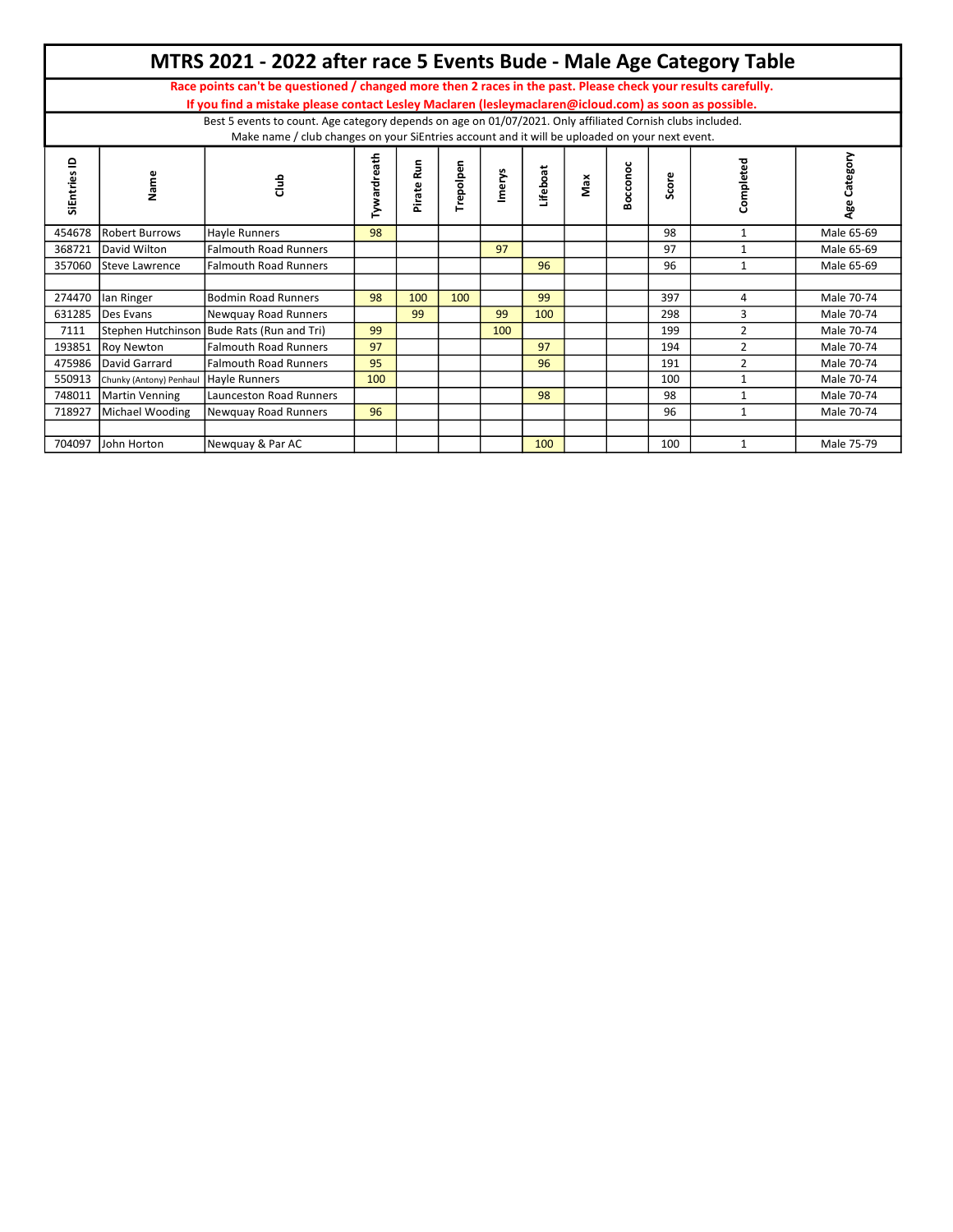# MTRS 2021 - 2022 after race 5 Events Bude - Male Age Category Table

**Race points can't be questioned / changed more then 2 races in the past. Please check your results carefully.**
**If you find a mistake please contact Lesley Maclaren (lesleymaclaren@icloud.com) as soon as possible.**

Best 5 events to count. Age category depends on age on 01/07/2021. Only affiliated Cornish clubs included.
Make name / club changes on your SiEntries account and it will be uploaded on your next event.

| SiEntries ID | Name | Club | Tywardreath | Pirate Run | Trepolpen | Imerys | Lifeboat | Max | Bocconoc | Score | Completed | Age Category |
|---|---|---|---|---|---|---|---|---|---|---|---|---|
| 454678 | Robert Burrows | Hayle Runners | 98 | | | | | | | 98 | 1 | Male 65-69 |
| 368721 | David Wilton | Falmouth Road Runners | | | | 97 | | | | 97 | 1 | Male 65-69 |
| 357060 | Steve Lawrence | Falmouth Road Runners | | | | | 96 | | | 96 | 1 | Male 65-69 |
| | | | | | | | | | | | | |
| 274470 | Ian Ringer | Bodmin Road Runners | 98 | 100 | 100 | | 99 | | | 397 | 4 | Male 70-74 |
| 631285 | Des Evans | Newquay Road Runners | | 99 | | 99 | 100 | | | 298 | 3 | Male 70-74 |
| 7111 | Stephen Hutchinson | Bude Rats (Run and Tri) | 99 | | | 100 | | | | 199 | 2 | Male 70-74 |
| 193851 | Roy Newton | Falmouth Road Runners | 97 | | | | 97 | | | 194 | 2 | Male 70-74 |
| 475986 | David Garrard | Falmouth Road Runners | 95 | | | | 96 | | | 191 | 2 | Male 70-74 |
| 550913 | Chunky (Antony) Penhaul | Hayle Runners | 100 | | | | | | | 100 | 1 | Male 70-74 |
| 748011 | Martin Venning | Launceston Road Runners | | | | | 98 | | | 98 | 1 | Male 70-74 |
| 718927 | Michael Wooding | Newquay Road Runners | 96 | | | | | | | 96 | 1 | Male 70-74 |
| | | | | | | | | | | | | |
| 704097 | John Horton | Newquay & Par AC | | | | | 100 | | | 100 | 1 | Male 75-79 |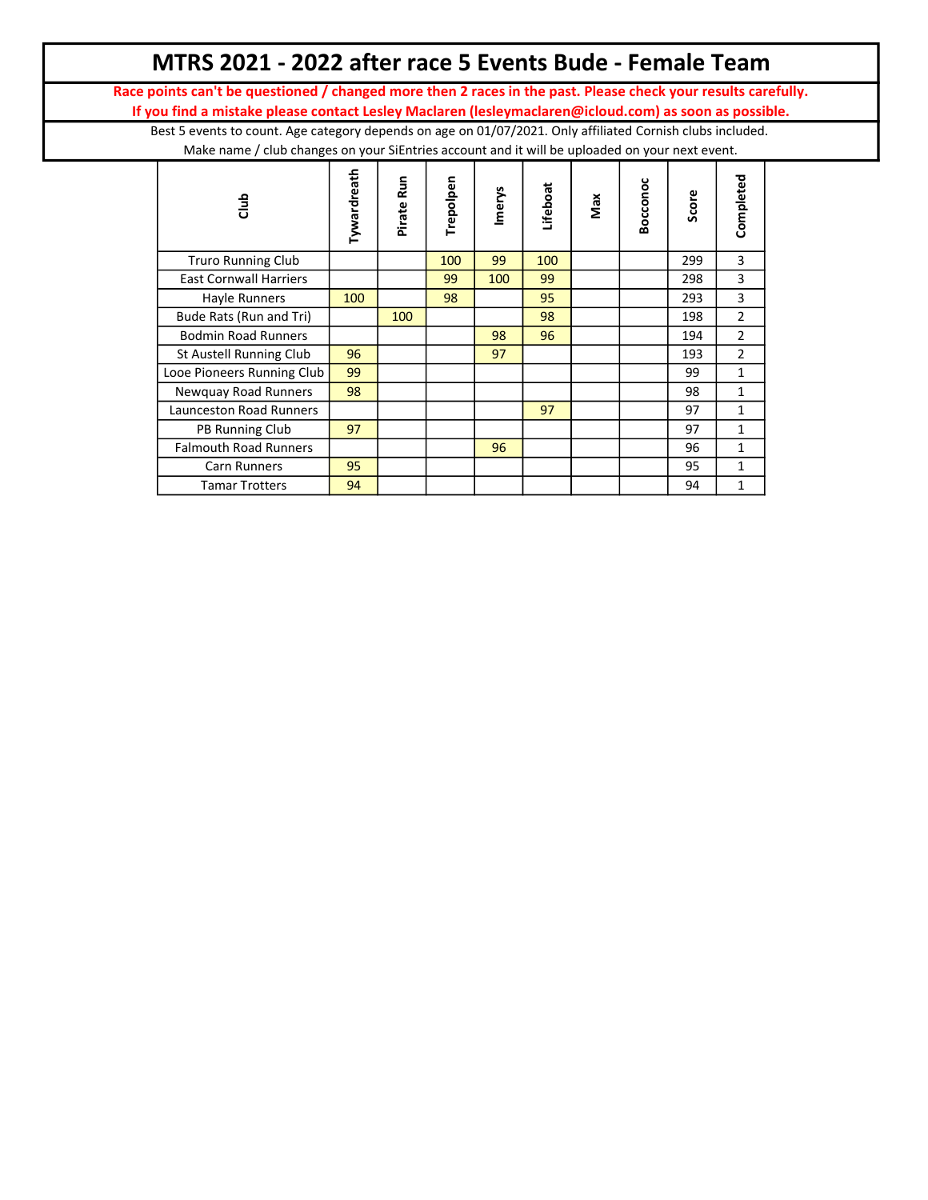# MTRS 2021 - 2022 after race 5 Events Bude - Female Team

**Race points can't be questioned / changed more then 2 races in the past. Please check your results carefully.**
**If you find a mistake please contact Lesley Maclaren (lesleymaclaren@icloud.com) as soon as possible.**

Best 5 events to count. Age category depends on age on 01/07/2021. Only affiliated Cornish clubs included.
Make name / club changes on your SiEntries account and it will be uploaded on your next event.

| Club | Tywardreath | Pirate Run | Trepolpen | Imerys | Lifeboat | Max | Bocconoc | Score | Completed |
|---|---|---|---|---|---|---|---|---|---|
| Truro Running Club | | | 100 | 99 | 100 | | | 299 | 3 |
| East Cornwall Harriers | | | 99 | 100 | 99 | | | 298 | 3 |
| Hayle Runners | 100 | | 98 | | 95 | | | 293 | 3 |
| Bude Rats (Run and Tri) | | 100 | | | 98 | | | 198 | 2 |
| Bodmin Road Runners | | | | 98 | 96 | | | 194 | 2 |
| St Austell Running Club | 96 | | | 97 | | | | 193 | 2 |
| Looe Pioneers Running Club | 99 | | | | | | | 99 | 1 |
| Newquay Road Runners | 98 | | | | | | | 98 | 1 |
| Launceston Road Runners | | | | | 97 | | | 97 | 1 |
| PB Running Club | 97 | | | | | | | 97 | 1 |
| Falmouth Road Runners | | | | 96 | | | | 96 | 1 |
| Carn Runners | 95 | | | | | | | 95 | 1 |
| Tamar Trotters | 94 | | | | | | | 94 | 1 |